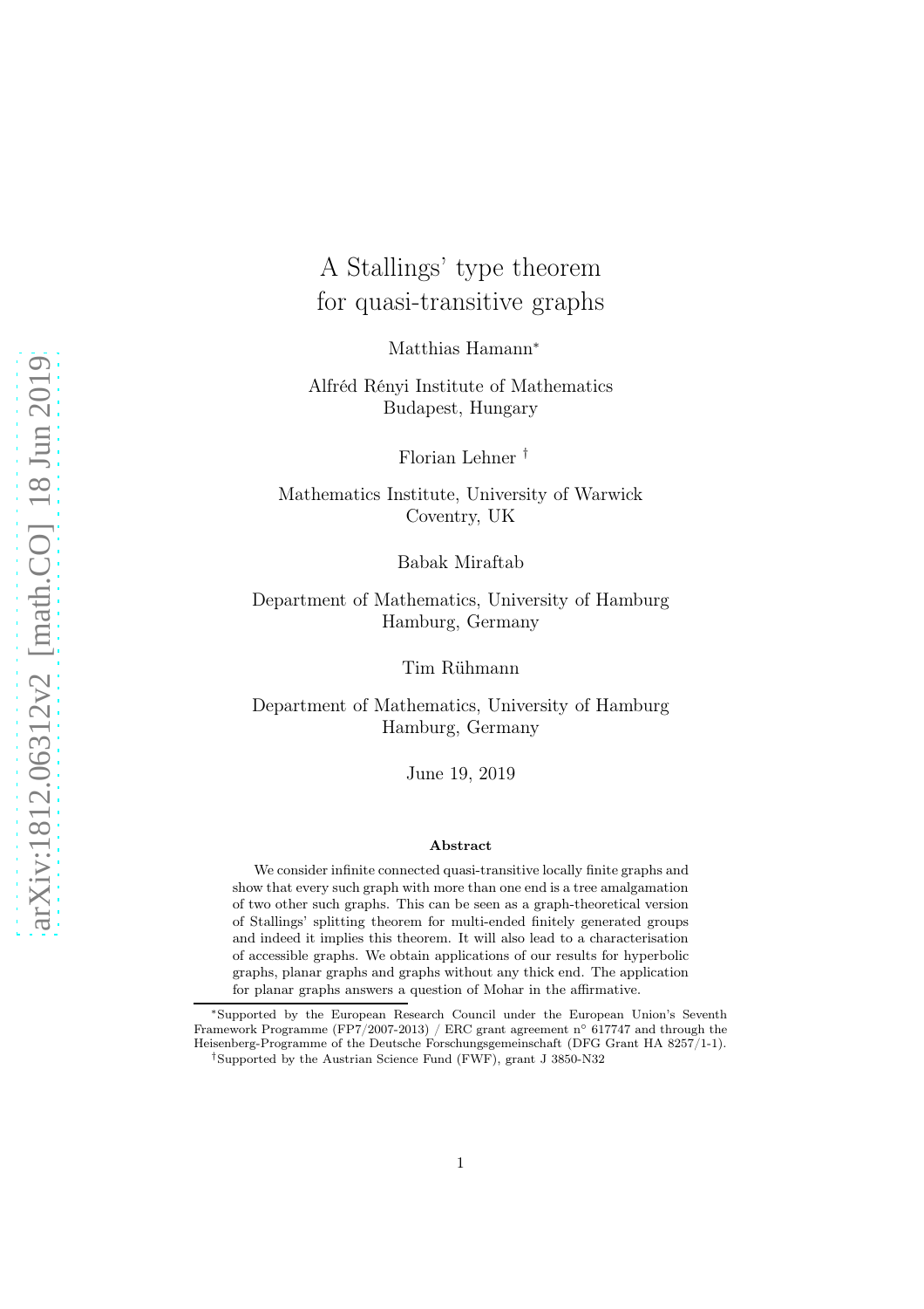# A Stallings' type theorem for quasi-transitive graphs

Matthias Hamann*

Alfréd Rényi Institute of Mathematics
Budapest, Hungary

Florian Lehner †

Mathematics Institute, University of Warwick
Coventry, UK

Babak Miraftab

Department of Mathematics, University of Hamburg
Hamburg, Germany

Tim Rühmann

Department of Mathematics, University of Hamburg
Hamburg, Germany

June 19, 2019

## Abstract

We consider infinite connected quasi-transitive locally finite graphs and show that every such graph with more than one end is a tree amalgamation of two other such graphs. This can be seen as a graph-theoretical version of Stallings' splitting theorem for multi-ended finitely generated groups and indeed it implies this theorem. It will also lead to a characterisation of accessible graphs. We obtain applications of our results for hyperbolic graphs, planar graphs and graphs without any thick end. The application for planar graphs answers a question of Mohar in the affirmative.

---

*Supported by the European Research Council under the European Union's Seventh Framework Programme (FP7/2007-2013) / ERC grant agreement n° 617747 and through the Heisenberg-Programme of the Deutsche Forschungsgemeinschaft (DFG Grant HA 8257/1-1).

†Supported by the Austrian Science Fund (FWF), grant J 3850-N32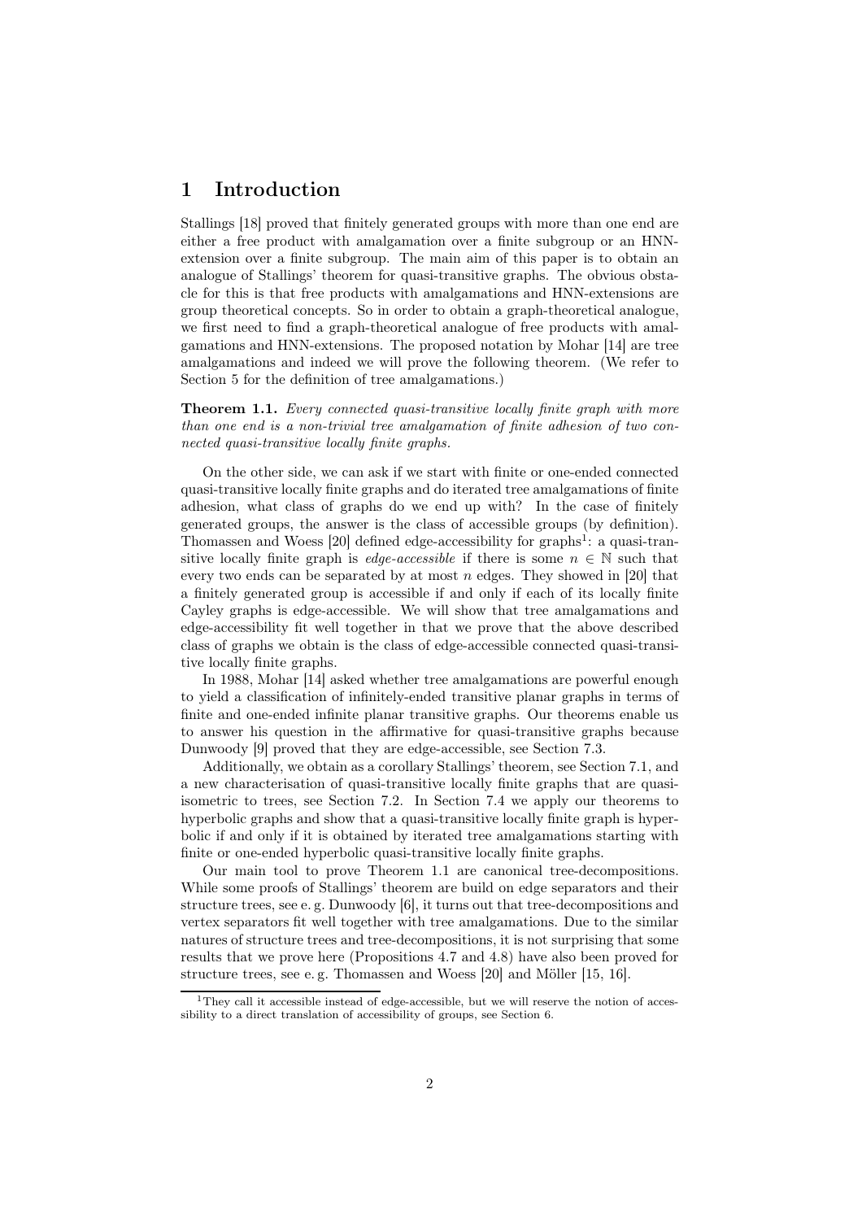# 1 Introduction

Stallings [18] proved that finitely generated groups with more than one end are either a free product with amalgamation over a finite subgroup or an HNN-extension over a finite subgroup. The main aim of this paper is to obtain an analogue of Stallings' theorem for quasi-transitive graphs. The obvious obstacle for this is that free products with amalgamations and HNN-extensions are group theoretical concepts. So in order to obtain a graph-theoretical analogue, we first need to find a graph-theoretical analogue of free products with amalgamations and HNN-extensions. The proposed notation by Mohar [14] are tree amalgamations and indeed we will prove the following theorem. (We refer to Section 5 for the definition of tree amalgamations.)

**Theorem 1.1.** *Every connected quasi-transitive locally finite graph with more than one end is a non-trivial tree amalgamation of finite adhesion of two connected quasi-transitive locally finite graphs.*

On the other side, we can ask if we start with finite or one-ended connected quasi-transitive locally finite graphs and do iterated tree amalgamations of finite adhesion, what class of graphs do we end up with? In the case of finitely generated groups, the answer is the class of accessible groups (by definition). Thomassen and Woess [20] defined edge-accessibility for graphs[1]: a quasi-transitive locally finite graph is *edge-accessible* if there is some $n \in \mathbb{N}$ such that every two ends can be separated by at most $n$ edges. They showed in [20] that a finitely generated group is accessible if and only if each of its locally finite Cayley graphs is edge-accessible. We will show that tree amalgamations and edge-accessibility fit well together in that we prove that the above described class of graphs we obtain is the class of edge-accessible connected quasi-transitive locally finite graphs.

In 1988, Mohar [14] asked whether tree amalgamations are powerful enough to yield a classification of infinitely-ended transitive planar graphs in terms of finite and one-ended infinite planar transitive graphs. Our theorems enable us to answer his question in the affirmative for quasi-transitive graphs because Dunwoody [9] proved that they are edge-accessible, see Section 7.3.

Additionally, we obtain as a corollary Stallings' theorem, see Section 7.1, and a new characterisation of quasi-transitive locally finite graphs that are quasi-isometric to trees, see Section 7.2. In Section 7.4 we apply our theorems to hyperbolic graphs and show that a quasi-transitive locally finite graph is hyperbolic if and only if it is obtained by iterated tree amalgamations starting with finite or one-ended hyperbolic quasi-transitive locally finite graphs.

Our main tool to prove Theorem 1.1 are canonical tree-decompositions. While some proofs of Stallings' theorem are build on edge separators and their structure trees, see e. g. Dunwoody [6], it turns out that tree-decompositions and vertex separators fit well together with tree amalgamations. Due to the similar natures of structure trees and tree-decompositions, it is not surprising that some results that we prove here (Propositions 4.7 and 4.8) have also been proved for structure trees, see e. g. Thomassen and Woess [20] and Möller [15, 16].

[1] They call it accessible instead of edge-accessible, but we will reserve the notion of accessibility to a direct translation of accessibility of groups, see Section 6.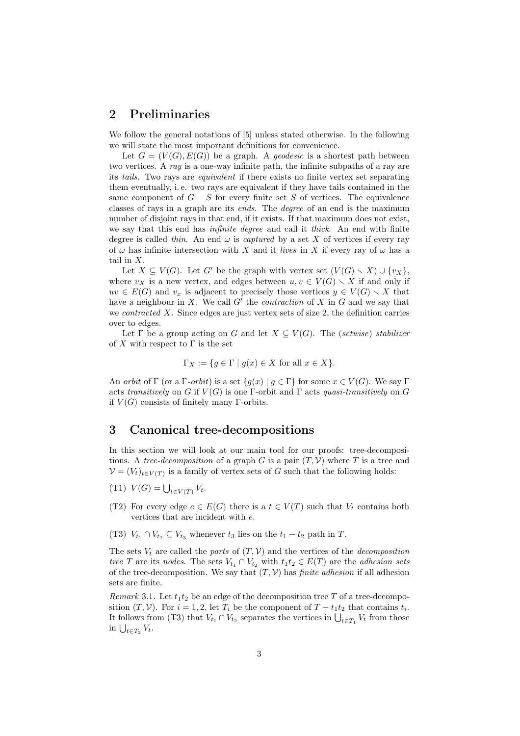## 2 Preliminaries

We follow the general notations of [5] unless stated otherwise. In the following we will state the most important definitions for convenience.

Let $G = (V(G), E(G))$ be a graph. A *geodesic* is a shortest path between two vertices. A *ray* is a one-way infinite path, the infinite subpaths of a ray are its *tails*. Two rays are *equivalent* if there exists no finite vertex set separating them eventually, i. e. two rays are equivalent if they have tails contained in the same component of $G - S$ for every finite set $S$ of vertices. The equivalence classes of rays in a graph are its *ends*. The *degree* of an end is the maximum number of disjoint rays in that end, if it exists. If that maximum does not exist, we say that this end has *infinite degree* and call it *thick*. An end with finite degree is called *thin*. An end $\omega$ is *captured* by a set $X$ of vertices if every ray of $\omega$ has infinite intersection with $X$ and it *lives* in $X$ if every ray of $\omega$ has a tail in $X$.

Let $X \subseteq V(G)$. Let $G'$ be the graph with vertex set $(V(G) \setminus X) \cup \{v_X\}$, where $v_X$ is a new vertex, and edges between $u, v \in V(G) \setminus X$ if and only if $uv \in E(G)$ and $v_x$ is adjacent to precisely those vertices $y \in V(G) \setminus X$ that have a neighbour in $X$. We call $G'$ the *contraction* of $X$ in $G$ and we say that we *contracted* $X$. Since edges are just vertex sets of size 2, the definition carries over to edges.

Let $\Gamma$ be a group acting on $G$ and let $X \subseteq V(G)$. The (*setwise*) *stabilizer* of $X$ with respect to $\Gamma$ is the set

$$\Gamma_X := \{g \in \Gamma \mid g(x) \in X \text{ for all } x \in X\}.$$

An *orbit* of $\Gamma$ (or a $\Gamma$-*orbit*) is a set $\{g(x) \mid g \in \Gamma\}$ for some $x \in V(G)$. We say $\Gamma$ acts *transitively* on $G$ if $V(G)$ is one $\Gamma$-orbit and $\Gamma$ acts *quasi-transitively* on $G$ if $V(G)$ consists of finitely many $\Gamma$-orbits.

## 3 Canonical tree-decompositions

In this section we will look at our main tool for our proofs: tree-decompositions. A *tree-decomposition* of a graph $G$ is a pair $(T, \mathcal{V})$ where $T$ is a tree and $\mathcal{V} = (V_t)_{t \in V(T)}$ is a family of vertex sets of $G$ such that the following holds:

(T1) $V(G) = \bigcup_{t \in V(T)} V_t$.

(T2) For every edge $e \in E(G)$ there is a $t \in V(T)$ such that $V_t$ contains both vertices that are incident with $e$.

(T3) $V_{t_1} \cap V_{t_2} \subseteq V_{t_3}$ whenever $t_3$ lies on the $t_1 - t_2$ path in $T$.

The sets $V_t$ are called the *parts* of $(T, \mathcal{V})$ and the vertices of the *decomposition tree* $T$ are its *nodes*. The sets $V_{t_1} \cap V_{t_2}$ with $t_1 t_2 \in E(T)$ are the *adhesion sets* of the tree-decomposition. We say that $(T, \mathcal{V})$ has *finite adhesion* if all adhesion sets are finite.

*Remark* 3.1. Let $t_1 t_2$ be an edge of the decomposition tree $T$ of a tree-decomposition $(T, \mathcal{V})$. For $i = 1, 2$, let $T_i$ be the component of $T - t_1 t_2$ that contains $t_i$. It follows from (T3) that $V_{t_1} \cap V_{t_2}$ separates the vertices in $\bigcup_{t \in T_1} V_t$ from those in $\bigcup_{t \in T_2} V_t$.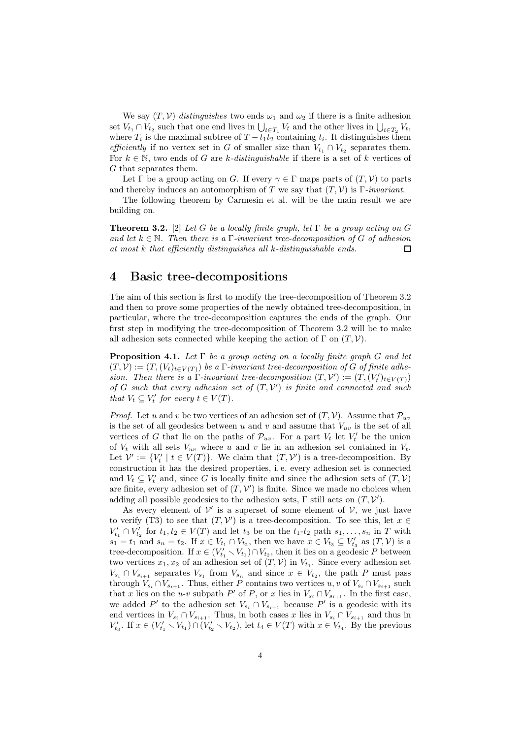We say $(T, \mathcal{V})$ *distinguishes* two ends $\omega_1$ and $\omega_2$ if there is a finite adhesion set $V_{t_1} \cap V_{t_2}$ such that one end lives in $\bigcup_{t \in T_1} V_t$ and the other lives in $\bigcup_{t \in T_2} V_t$, where $T_i$ is the maximal subtree of $T - t_1 t_2$ containing $t_i$. It distinguishes them *efficiently* if no vertex set in $G$ of smaller size than $V_{t_1} \cap V_{t_2}$ separates them. For $k \in \mathbb{N}$, two ends of $G$ are *$k$-distinguishable* if there is a set of $k$ vertices of $G$ that separates them.

Let $\Gamma$ be a group acting on $G$. If every $\gamma \in \Gamma$ maps parts of $(T, \mathcal{V})$ to parts and thereby induces an automorphism of $T$ we say that $(T, \mathcal{V})$ is *$\Gamma$-invariant*.

The following theorem by Carmesin et al. will be the main result we are building on.

**Theorem 3.2.** [2] *Let $G$ be a locally finite graph, let $\Gamma$ be a group acting on $G$ and let $k \in \mathbb{N}$. Then there is a $\Gamma$-invariant tree-decomposition of $G$ of adhesion at most $k$ that efficiently distinguishes all $k$-distinguishable ends.* $\square$

# 4 Basic tree-decompositions

The aim of this section is first to modify the tree-decomposition of Theorem 3.2 and then to prove some properties of the newly obtained tree-decomposition, in particular, where the tree-decomposition captures the ends of the graph. Our first step in modifying the tree-decomposition of Theorem 3.2 will be to make all adhesion sets connected while keeping the action of $\Gamma$ on $(T, \mathcal{V})$.

**Proposition 4.1.** *Let $\Gamma$ be a group acting on a locally finite graph $G$ and let $(T, \mathcal{V}) := (T, (V_t)_{t \in V(T)})$ be a $\Gamma$-invariant tree-decomposition of $G$ of finite adhesion. Then there is a $\Gamma$-invariant tree-decomposition $(T, \mathcal{V}') := (T, (V'_t)_{t \in V(T)})$ of $G$ such that every adhesion set of $(T, \mathcal{V}')$ is finite and connected and such that $V_t \subseteq V'_t$ for every $t \in V(T)$.*

*Proof.* Let $u$ and $v$ be two vertices of an adhesion set of $(T, \mathcal{V})$. Assume that $\mathcal{P}_{uv}$ is the set of all geodesics between $u$ and $v$ and assume that $V_{uv}$ is the set of all vertices of $G$ that lie on the paths of $\mathcal{P}_{uv}$. For a part $V_t$ let $V'_t$ be the union of $V_t$ with all sets $V_{uv}$ where $u$ and $v$ lie in an adhesion set contained in $V_t$. Let $\mathcal{V}' := \{V'_t \mid t \in V(T)\}$. We claim that $(T, \mathcal{V}')$ is a tree-decomposition. By construction it has the desired properties, i. e. every adhesion set is connected and $V_t \subseteq V'_t$ and, since $G$ is locally finite and since the adhesion sets of $(T, \mathcal{V})$ are finite, every adhesion set of $(T, \mathcal{V}')$ is finite. Since we made no choices when adding all possible geodesics to the adhesion sets, $\Gamma$ still acts on $(T, \mathcal{V}')$.

As every element of $\mathcal{V}'$ is a superset of some element of $\mathcal{V}$, we just have to verify (T3) to see that $(T, \mathcal{V}')$ is a tree-decomposition. To see this, let $x \in V'_{t_1} \cap V'_{t_2}$ for $t_1, t_2 \in V(T)$ and let $t_3$ be on the $t_1$-$t_2$ path $s_1, \ldots, s_n$ in $T$ with $s_1 = t_1$ and $s_n = t_2$. If $x \in V_{t_1} \cap V_{t_2}$, then we have $x \in V_{t_3} \subseteq V'_{t_3}$ as $(T, \mathcal{V})$ is a tree-decomposition. If $x \in (V'_{t_1} \smallsetminus V_{t_1}) \cap V_{t_2}$, then it lies on a geodesic $P$ between two vertices $x_1, x_2$ of an adhesion set of $(T, \mathcal{V})$ in $V_{t_1}$. Since every adhesion set $V_{s_i} \cap V_{s_{i+1}}$ separates $V_{s_1}$ from $V_{s_n}$ and since $x \in V_{t_2}$, the path $P$ must pass through $V_{s_i} \cap V_{s_{i+1}}$. Thus, either $P$ contains two vertices $u, v$ of $V_{s_i} \cap V_{s_{i+1}}$ such that $x$ lies on the $u$-$v$ subpath $P'$ of $P$, or $x$ lies in $V_{s_i} \cap V_{s_{i+1}}$. In the first case, we added $P'$ to the adhesion set $V_{s_i} \cap V_{s_{i+1}}$ because $P'$ is a geodesic with its end vertices in $V_{s_i} \cap V_{s_{i+1}}$. Thus, in both cases $x$ lies in $V_{s_i} \cap V_{s_{i+1}}$ and thus in $V'_{t_3}$. If $x \in (V'_{t_1} \smallsetminus V_{t_1}) \cap (V'_{t_2} \smallsetminus V_{t_2})$, let $t_4 \in V(T)$ with $x \in V_{t_4}$. By the previous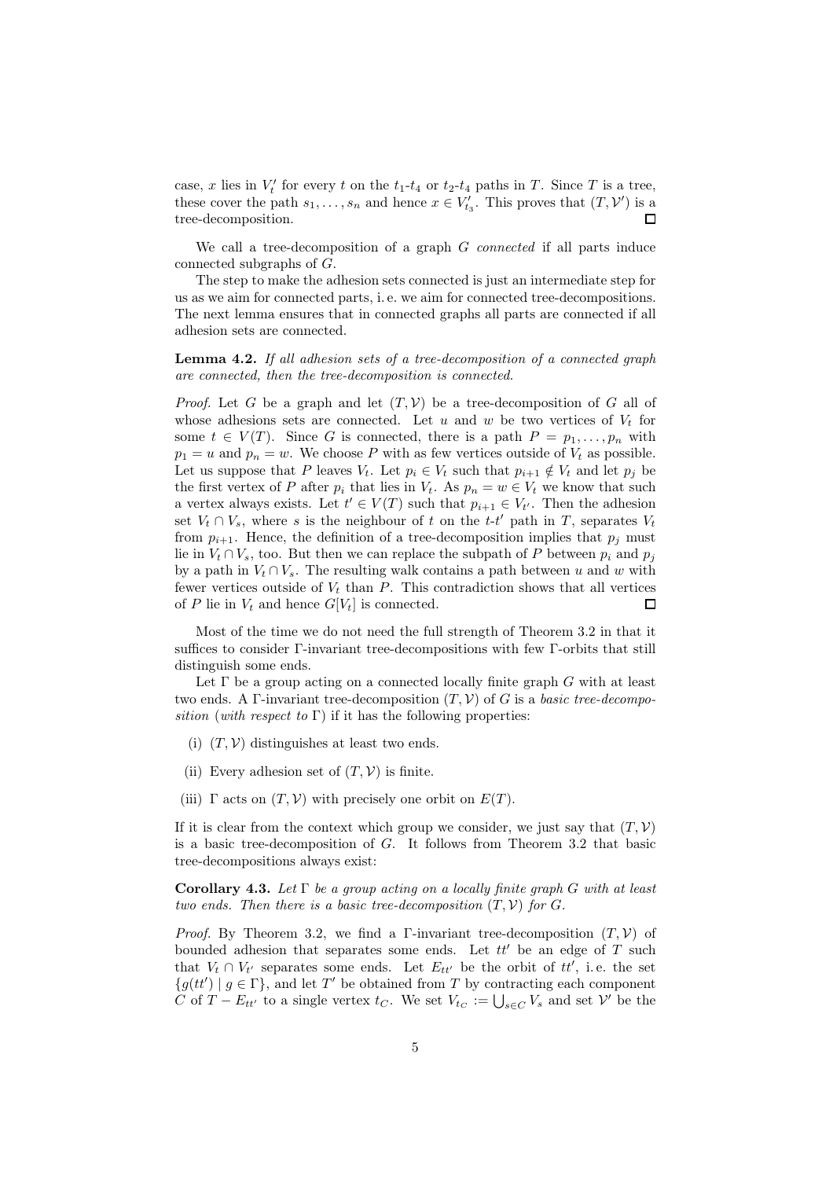case, $x$ lies in $V'_t$ for every $t$ on the $t_1$-$t_4$ or $t_2$-$t_4$ paths in $T$. Since $T$ is a tree, these cover the path $s_1, \ldots, s_n$ and hence $x \in V'_{t_3}$. This proves that $(T, \mathcal{V}')$ is a tree-decomposition. □

We call a tree-decomposition of a graph $G$ *connected* if all parts induce connected subgraphs of $G$.

The step to make the adhesion sets connected is just an intermediate step for us as we aim for connected parts, i.e. we aim for connected tree-decompositions. The next lemma ensures that in connected graphs all parts are connected if all adhesion sets are connected.

**Lemma 4.2.** *If all adhesion sets of a tree-decomposition of a connected graph are connected, then the tree-decomposition is connected.*

*Proof.* Let $G$ be a graph and let $(T, \mathcal{V})$ be a tree-decomposition of $G$ all of whose adhesions sets are connected. Let $u$ and $w$ be two vertices of $V_t$ for some $t \in V(T)$. Since $G$ is connected, there is a path $P = p_1, \ldots, p_n$ with $p_1 = u$ and $p_n = w$. We choose $P$ with as few vertices outside of $V_t$ as possible. Let us suppose that $P$ leaves $V_t$. Let $p_i \in V_t$ such that $p_{i+1} \notin V_t$ and let $p_j$ be the first vertex of $P$ after $p_i$ that lies in $V_t$. As $p_n = w \in V_t$ we know that such a vertex always exists. Let $t' \in V(T)$ such that $p_{i+1} \in V_{t'}$. Then the adhesion set $V_t \cap V_s$, where $s$ is the neighbour of $t$ on the $t$-$t'$ path in $T$, separates $V_t$ from $p_{i+1}$. Hence, the definition of a tree-decomposition implies that $p_j$ must lie in $V_t \cap V_s$, too. But then we can replace the subpath of $P$ between $p_i$ and $p_j$ by a path in $V_t \cap V_s$. The resulting walk contains a path between $u$ and $w$ with fewer vertices outside of $V_t$ than $P$. This contradiction shows that all vertices of $P$ lie in $V_t$ and hence $G[V_t]$ is connected. □

Most of the time we do not need the full strength of Theorem 3.2 in that it suffices to consider $\Gamma$-invariant tree-decompositions with few $\Gamma$-orbits that still distinguish some ends.

Let $\Gamma$ be a group acting on a connected locally finite graph $G$ with at least two ends. A $\Gamma$-invariant tree-decomposition $(T, \mathcal{V})$ of $G$ is a *basic tree-decomposition* (*with respect to* $\Gamma$) if it has the following properties:

(i) $(T, \mathcal{V})$ distinguishes at least two ends.

(ii) Every adhesion set of $(T, \mathcal{V})$ is finite.

(iii) $\Gamma$ acts on $(T, \mathcal{V})$ with precisely one orbit on $E(T)$.

If it is clear from the context which group we consider, we just say that $(T, \mathcal{V})$ is a basic tree-decomposition of $G$. It follows from Theorem 3.2 that basic tree-decompositions always exist:

**Corollary 4.3.** *Let $\Gamma$ be a group acting on a locally finite graph $G$ with at least two ends. Then there is a basic tree-decomposition $(T, \mathcal{V})$ for $G$.*

*Proof.* By Theorem 3.2, we find a $\Gamma$-invariant tree-decomposition $(T, \mathcal{V})$ of bounded adhesion that separates some ends. Let $tt'$ be an edge of $T$ such that $V_t \cap V_{t'}$ separates some ends. Let $E_{tt'}$ be the orbit of $tt'$, i.e. the set $\{g(tt') \mid g \in \Gamma\}$, and let $T'$ be obtained from $T$ by contracting each component $C$ of $T - E_{tt'}$ to a single vertex $t_C$. We set $V_{t_C} := \bigcup_{s \in C} V_s$ and set $\mathcal{V}'$ be the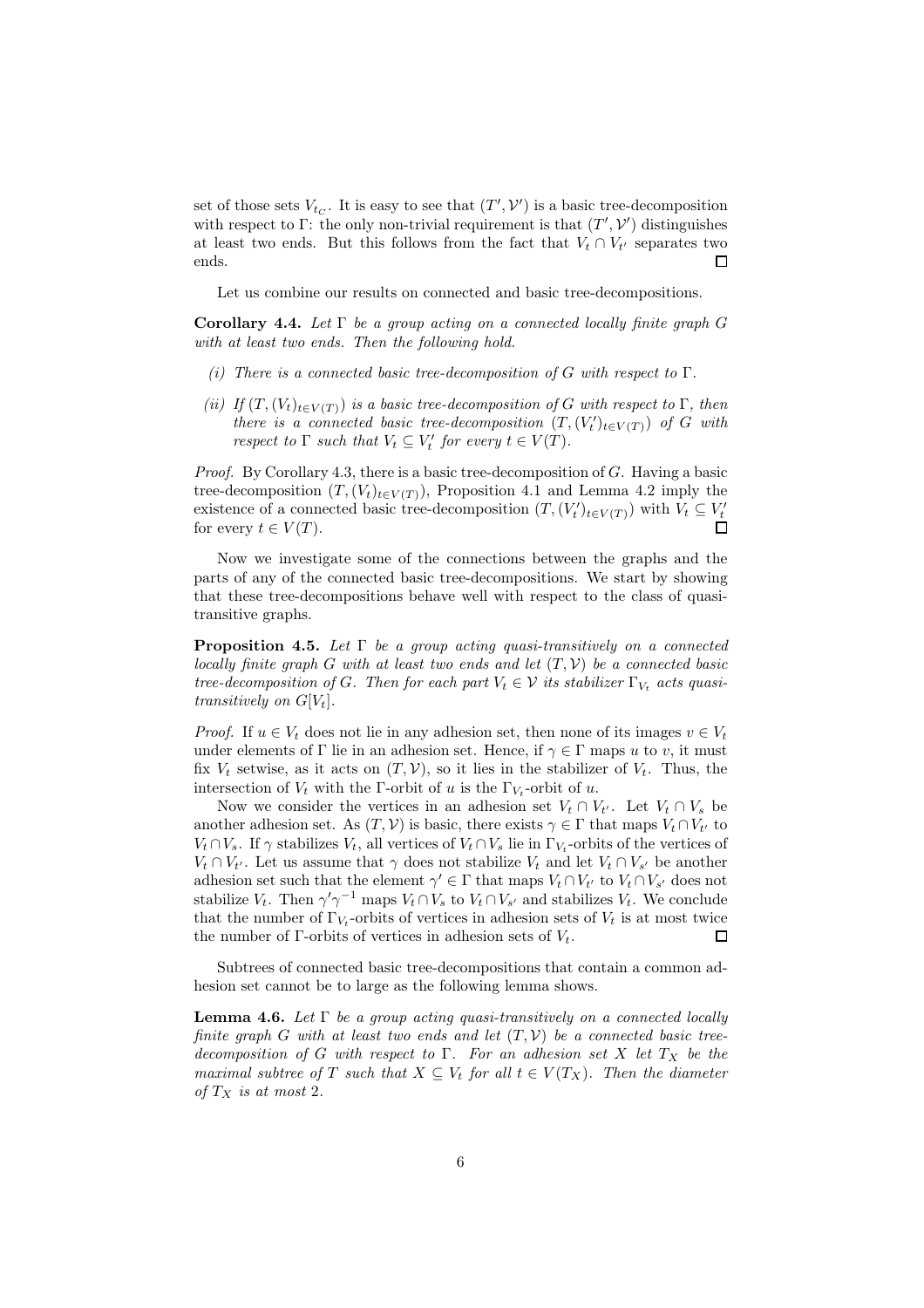set of those sets $V_{t_C}$. It is easy to see that $(T', \mathcal{V}')$ is a basic tree-decomposition with respect to $\Gamma$: the only non-trivial requirement is that $(T', \mathcal{V}')$ distinguishes at least two ends. But this follows from the fact that $V_t \cap V_{t'}$ separates two ends. $\square$

Let us combine our results on connected and basic tree-decompositions.

**Corollary 4.4.** *Let $\Gamma$ be a group acting on a connected locally finite graph $G$ with at least two ends. Then the following hold.*

*(i) There is a connected basic tree-decomposition of $G$ with respect to $\Gamma$.*

*(ii) If $(T, (V_t)_{t \in V(T)})$ is a basic tree-decomposition of $G$ with respect to $\Gamma$, then there is a connected basic tree-decomposition $(T, (V'_t)_{t \in V(T)})$ of $G$ with respect to $\Gamma$ such that $V_t \subseteq V'_t$ for every $t \in V(T)$.*

*Proof.* By Corollary 4.3, there is a basic tree-decomposition of $G$. Having a basic tree-decomposition $(T, (V_t)_{t \in V(T)})$, Proposition 4.1 and Lemma 4.2 imply the existence of a connected basic tree-decomposition $(T, (V'_t)_{t \in V(T)})$ with $V_t \subseteq V'_t$ for every $t \in V(T)$. $\square$

Now we investigate some of the connections between the graphs and the parts of any of the connected basic tree-decompositions. We start by showing that these tree-decompositions behave well with respect to the class of quasi-transitive graphs.

**Proposition 4.5.** *Let $\Gamma$ be a group acting quasi-transitively on a connected locally finite graph $G$ with at least two ends and let $(T, \mathcal{V})$ be a connected basic tree-decomposition of $G$. Then for each part $V_t \in \mathcal{V}$ its stabilizer $\Gamma_{V_t}$ acts quasi-transitively on $G[V_t]$.*

*Proof.* If $u \in V_t$ does not lie in any adhesion set, then none of its images $v \in V_t$ under elements of $\Gamma$ lie in an adhesion set. Hence, if $\gamma \in \Gamma$ maps $u$ to $v$, it must fix $V_t$ setwise, as it acts on $(T, \mathcal{V})$, so it lies in the stabilizer of $V_t$. Thus, the intersection of $V_t$ with the $\Gamma$-orbit of $u$ is the $\Gamma_{V_t}$-orbit of $u$.

Now we consider the vertices in an adhesion set $V_t \cap V_{t'}$. Let $V_t \cap V_s$ be another adhesion set. As $(T, \mathcal{V})$ is basic, there exists $\gamma \in \Gamma$ that maps $V_t \cap V_{t'}$ to $V_t \cap V_s$. If $\gamma$ stabilizes $V_t$, all vertices of $V_t \cap V_s$ lie in $\Gamma_{V_t}$-orbits of the vertices of $V_t \cap V_{t'}$. Let us assume that $\gamma$ does not stabilize $V_t$ and let $V_t \cap V_{s'}$ be another adhesion set such that the element $\gamma' \in \Gamma$ that maps $V_t \cap V_{t'}$ to $V_t \cap V_{s'}$ does not stabilize $V_t$. Then $\gamma' \gamma^{-1}$ maps $V_t \cap V_s$ to $V_t \cap V_{s'}$ and stabilizes $V_t$. We conclude that the number of $\Gamma_{V_t}$-orbits of vertices in adhesion sets of $V_t$ is at most twice the number of $\Gamma$-orbits of vertices in adhesion sets of $V_t$. $\square$

Subtrees of connected basic tree-decompositions that contain a common adhesion set cannot be to large as the following lemma shows.

**Lemma 4.6.** *Let $\Gamma$ be a group acting quasi-transitively on a connected locally finite graph $G$ with at least two ends and let $(T, \mathcal{V})$ be a connected basic tree-decomposition of $G$ with respect to $\Gamma$. For an adhesion set $X$ let $T_X$ be the maximal subtree of $T$ such that $X \subseteq V_t$ for all $t \in V(T_X)$. Then the diameter of $T_X$ is at most 2.*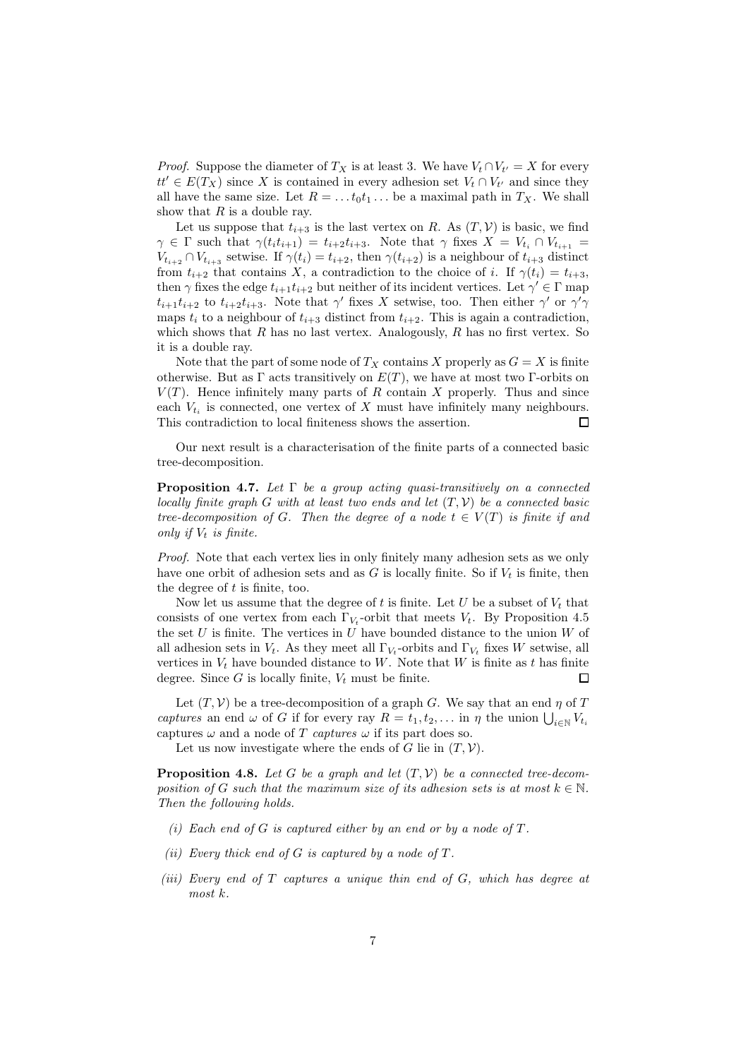*Proof.* Suppose the diameter of $T_X$ is at least 3. We have $V_t \cap V_{t'} = X$ for every $tt' \in E(T_X)$ since $X$ is contained in every adhesion set $V_t \cap V_{t'}$ and since they all have the same size. Let $R = \ldots t_0 t_1 \ldots$ be a maximal path in $T_X$. We shall show that $R$ is a double ray.

Let us suppose that $t_{i+3}$ is the last vertex on $R$. As $(T, \mathcal{V})$ is basic, we find $\gamma \in \Gamma$ such that $\gamma(t_i t_{i+1}) = t_{i+2} t_{i+3}$. Note that $\gamma$ fixes $X = V_{t_i} \cap V_{t_{i+1}} = V_{t_{i+2}} \cap V_{t_{i+3}}$ setwise. If $\gamma(t_i) = t_{i+2}$, then $\gamma(t_{i+2})$ is a neighbour of $t_{i+3}$ distinct from $t_{i+2}$ that contains $X$, a contradiction to the choice of $i$. If $\gamma(t_i) = t_{i+3}$, then $\gamma$ fixes the edge $t_{i+1} t_{i+2}$ but neither of its incident vertices. Let $\gamma' \in \Gamma$ map $t_{i+1} t_{i+2}$ to $t_{i+2} t_{i+3}$. Note that $\gamma'$ fixes $X$ setwise, too. Then either $\gamma'$ or $\gamma' \gamma$ maps $t_i$ to a neighbour of $t_{i+3}$ distinct from $t_{i+2}$. This is again a contradiction, which shows that $R$ has no last vertex. Analogously, $R$ has no first vertex. So it is a double ray.

Note that the part of some node of $T_X$ contains $X$ properly as $G = X$ is finite otherwise. But as $\Gamma$ acts transitively on $E(T)$, we have at most two $\Gamma$-orbits on $V(T)$. Hence infinitely many parts of $R$ contain $X$ properly. Thus and since each $V_{t_i}$ is connected, one vertex of $X$ must have infinitely many neighbours. This contradiction to local finiteness shows the assertion. $\square$

Our next result is a characterisation of the finite parts of a connected basic tree-decomposition.

**Proposition 4.7.** *Let $\Gamma$ be a group acting quasi-transitively on a connected locally finite graph $G$ with at least two ends and let $(T, \mathcal{V})$ be a connected basic tree-decomposition of $G$. Then the degree of a node $t \in V(T)$ is finite if and only if $V_t$ is finite.*

*Proof.* Note that each vertex lies in only finitely many adhesion sets as we only have one orbit of adhesion sets and as $G$ is locally finite. So if $V_t$ is finite, then the degree of $t$ is finite, too.

Now let us assume that the degree of $t$ is finite. Let $U$ be a subset of $V_t$ that consists of one vertex from each $\Gamma_{V_t}$-orbit that meets $V_t$. By Proposition 4.5 the set $U$ is finite. The vertices in $U$ have bounded distance to the union $W$ of all adhesion sets in $V_t$. As they meet all $\Gamma_{V_t}$-orbits and $\Gamma_{V_t}$ fixes $W$ setwise, all vertices in $V_t$ have bounded distance to $W$. Note that $W$ is finite as $t$ has finite degree. Since $G$ is locally finite, $V_t$ must be finite. $\square$

Let $(T, \mathcal{V})$ be a tree-decomposition of a graph $G$. We say that an end $\eta$ of $T$ *captures* an end $\omega$ of $G$ if for every ray $R = t_1, t_2, \ldots$ in $\eta$ the union $\bigcup_{i \in \mathbb{N}} V_{t_i}$ captures $\omega$ and a node of $T$ *captures* $\omega$ if its part does so.

Let us now investigate where the ends of $G$ lie in $(T, \mathcal{V})$.

**Proposition 4.8.** *Let $G$ be a graph and let $(T, \mathcal{V})$ be a connected tree-decomposition of $G$ such that the maximum size of its adhesion sets is at most $k \in \mathbb{N}$. Then the following holds.*

*(i) Each end of $G$ is captured either by an end or by a node of $T$.*

*(ii) Every thick end of $G$ is captured by a node of $T$.*

*(iii) Every end of $T$ captures a unique thin end of $G$, which has degree at most $k$.*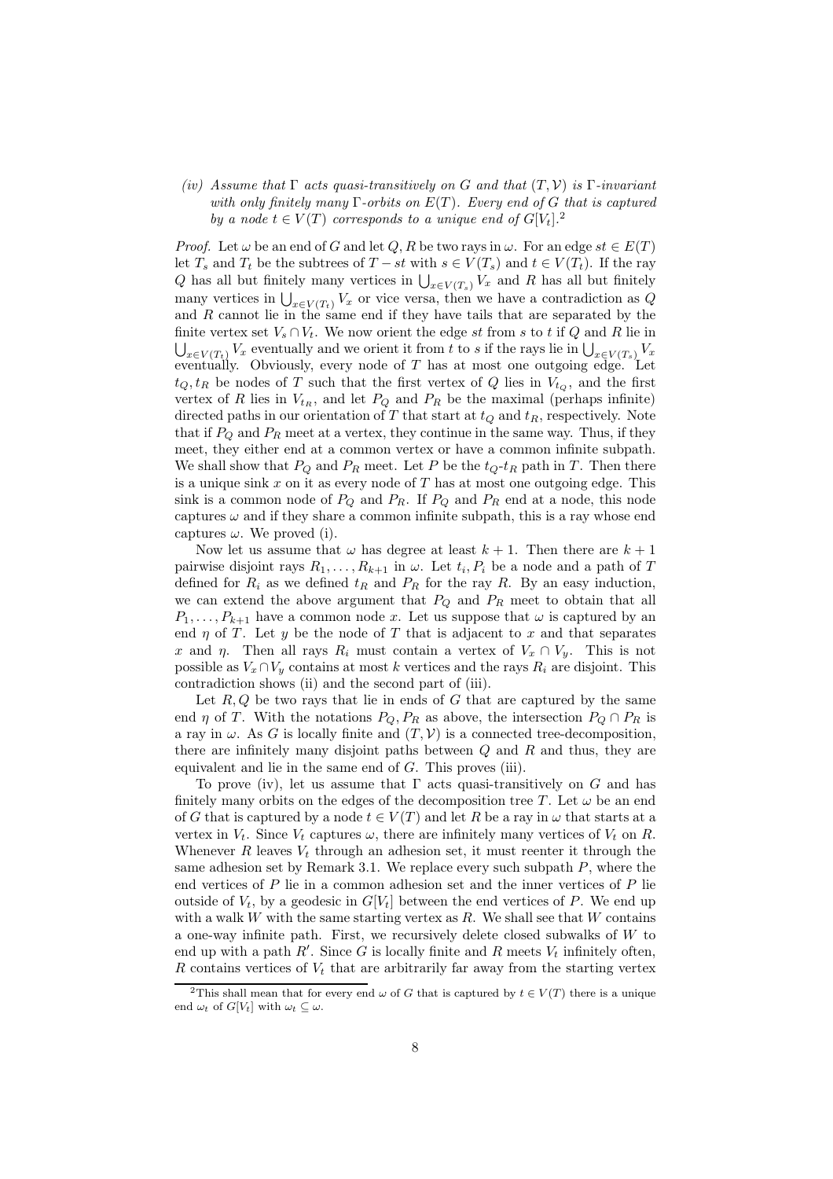*(iv) Assume that $\Gamma$ acts quasi-transitively on $G$ and that $(T, \mathcal{V})$ is $\Gamma$-invariant with only finitely many $\Gamma$-orbits on $E(T)$. Every end of $G$ that is captured by a node $t \in V(T)$ corresponds to a unique end of $G[V_t]$.*[2]

*Proof.* Let $\omega$ be an end of $G$ and let $Q, R$ be two rays in $\omega$. For an edge $st \in E(T)$ let $T_s$ and $T_t$ be the subtrees of $T - st$ with $s \in V(T_s)$ and $t \in V(T_t)$. If the ray $Q$ has all but finitely many vertices in $\bigcup_{x \in V(T_s)} V_x$ and $R$ has all but finitely many vertices in $\bigcup_{x \in V(T_t)} V_x$ or vice versa, then we have a contradiction as $Q$ and $R$ cannot lie in the same end if they have tails that are separated by the finite vertex set $V_s \cap V_t$. We now orient the edge $st$ from $s$ to $t$ if $Q$ and $R$ lie in $\bigcup_{x \in V(T_t)} V_x$ eventually and we orient it from $t$ to $s$ if the rays lie in $\bigcup_{x \in V(T_s)} V_x$ eventually. Obviously, every node of $T$ has at most one outgoing edge. Let $t_Q, t_R$ be nodes of $T$ such that the first vertex of $Q$ lies in $V_{t_Q}$, and the first vertex of $R$ lies in $V_{t_R}$, and let $P_Q$ and $P_R$ be the maximal (perhaps infinite) directed paths in our orientation of $T$ that start at $t_Q$ and $t_R$, respectively. Note that if $P_Q$ and $P_R$ meet at a vertex, they continue in the same way. Thus, if they meet, they either end at a common vertex or have a common infinite subpath. We shall show that $P_Q$ and $P_R$ meet. Let $P$ be the $t_Q$-$t_R$ path in $T$. Then there is a unique sink $x$ on it as every node of $T$ has at most one outgoing edge. This sink is a common node of $P_Q$ and $P_R$. If $P_Q$ and $P_R$ end at a node, this node captures $\omega$ and if they share a common infinite subpath, this is a ray whose end captures $\omega$. We proved (i).

Now let us assume that $\omega$ has degree at least $k+1$. Then there are $k+1$ pairwise disjoint rays $R_1, \ldots, R_{k+1}$ in $\omega$. Let $t_i, P_i$ be a node and a path of $T$ defined for $R_i$ as we defined $t_R$ and $P_R$ for the ray $R$. By an easy induction, we can extend the above argument that $P_Q$ and $P_R$ meet to obtain that all $P_1, \ldots, P_{k+1}$ have a common node $x$. Let us suppose that $\omega$ is captured by an end $\eta$ of $T$. Let $y$ be the node of $T$ that is adjacent to $x$ and that separates $x$ and $\eta$. Then all rays $R_i$ must contain a vertex of $V_x \cap V_y$. This is not possible as $V_x \cap V_y$ contains at most $k$ vertices and the rays $R_i$ are disjoint. This contradiction shows (ii) and the second part of (iii).

Let $R, Q$ be two rays that lie in ends of $G$ that are captured by the same end $\eta$ of $T$. With the notations $P_Q, P_R$ as above, the intersection $P_Q \cap P_R$ is a ray in $\omega$. As $G$ is locally finite and $(T, \mathcal{V})$ is a connected tree-decomposition, there are infinitely many disjoint paths between $Q$ and $R$ and thus, they are equivalent and lie in the same end of $G$. This proves (iii).

To prove (iv), let us assume that $\Gamma$ acts quasi-transitively on $G$ and has finitely many orbits on the edges of the decomposition tree $T$. Let $\omega$ be an end of $G$ that is captured by a node $t \in V(T)$ and let $R$ be a ray in $\omega$ that starts at a vertex in $V_t$. Since $V_t$ captures $\omega$, there are infinitely many vertices of $V_t$ on $R$. Whenever $R$ leaves $V_t$ through an adhesion set, it must reenter it through the same adhesion set by Remark 3.1. We replace every such subpath $P$, where the end vertices of $P$ lie in a common adhesion set and the inner vertices of $P$ lie outside of $V_t$, by a geodesic in $G[V_t]$ between the end vertices of $P$. We end up with a walk $W$ with the same starting vertex as $R$. We shall see that $W$ contains a one-way infinite path. First, we recursively delete closed subwalks of $W$ to end up with a path $R'$. Since $G$ is locally finite and $R$ meets $V_t$ infinitely often, $R$ contains vertices of $V_t$ that are arbitrarily far away from the starting vertex

[2] This shall mean that for every end $\omega$ of $G$ that is captured by $t \in V(T)$ there is a unique end $\omega_t$ of $G[V_t]$ with $\omega_t \subseteq \omega$.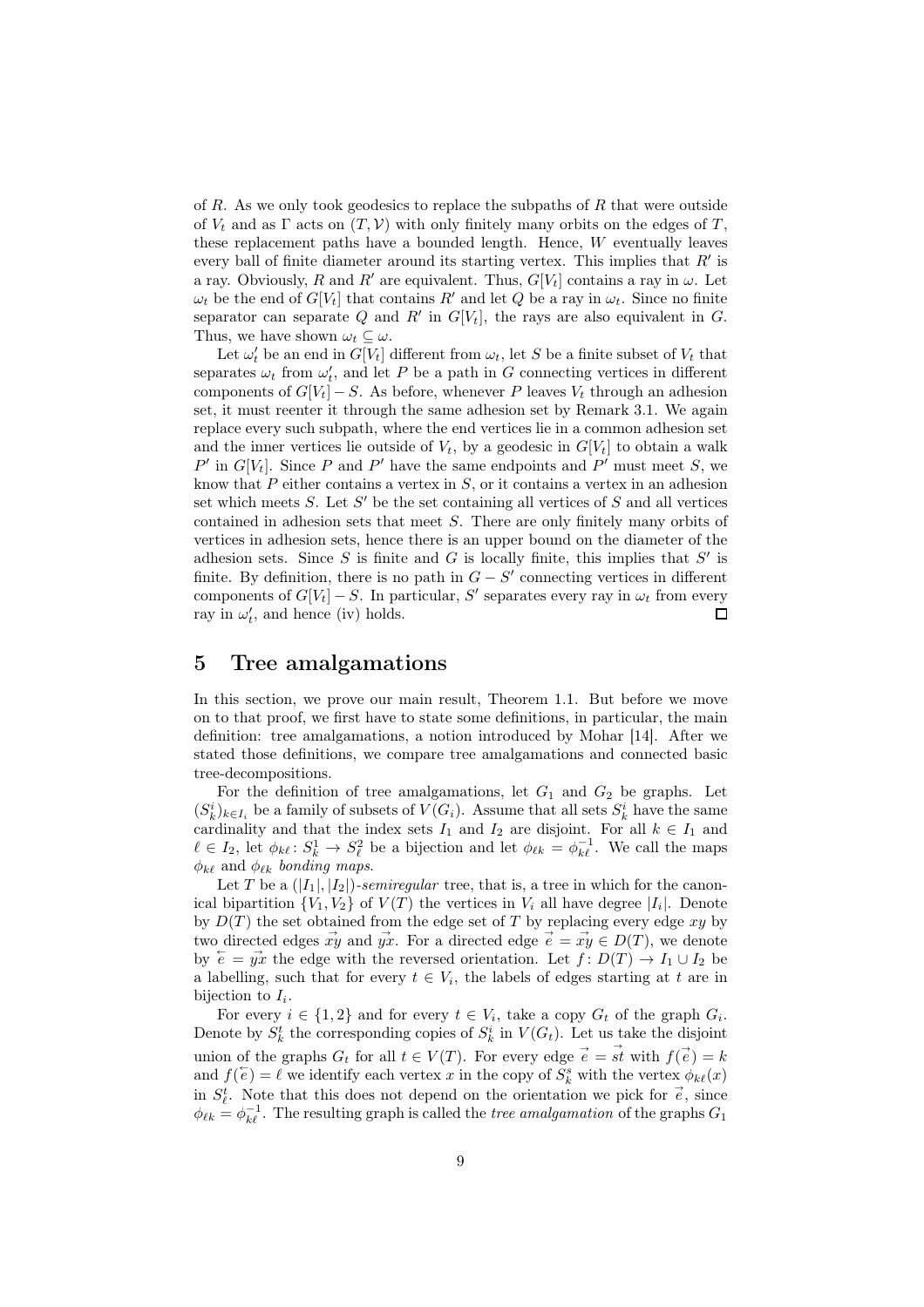of $R$. As we only took geodesics to replace the subpaths of $R$ that were outside of $V_t$ and as $\Gamma$ acts on $(T, \mathcal{V})$ with only finitely many orbits on the edges of $T$, these replacement paths have a bounded length. Hence, $W$ eventually leaves every ball of finite diameter around its starting vertex. This implies that $R'$ is a ray. Obviously, $R$ and $R'$ are equivalent. Thus, $G[V_t]$ contains a ray in $\omega$. Let $\omega_t$ be the end of $G[V_t]$ that contains $R'$ and let $Q$ be a ray in $\omega_t$. Since no finite separator can separate $Q$ and $R'$ in $G[V_t]$, the rays are also equivalent in $G$. Thus, we have shown $\omega_t \subseteq \omega$.

Let $\omega_t'$ be an end in $G[V_t]$ different from $\omega_t$, let $S$ be a finite subset of $V_t$ that separates $\omega_t$ from $\omega_t'$, and let $P$ be a path in $G$ connecting vertices in different components of $G[V_t] - S$. As before, whenever $P$ leaves $V_t$ through an adhesion set, it must reenter it through the same adhesion set by Remark 3.1. We again replace every such subpath, where the end vertices lie in a common adhesion set and the inner vertices lie outside of $V_t$, by a geodesic in $G[V_t]$ to obtain a walk $P'$ in $G[V_t]$. Since $P$ and $P'$ have the same endpoints and $P'$ must meet $S$, we know that $P$ either contains a vertex in $S$, or it contains a vertex in an adhesion set which meets $S$. Let $S'$ be the set containing all vertices of $S$ and all vertices contained in adhesion sets that meet $S$. There are only finitely many orbits of vertices in adhesion sets, hence there is an upper bound on the diameter of the adhesion sets. Since $S$ is finite and $G$ is locally finite, this implies that $S'$ is finite. By definition, there is no path in $G - S'$ connecting vertices in different components of $G[V_t] - S$. In particular, $S'$ separates every ray in $\omega_t$ from every ray in $\omega_t'$, and hence (iv) holds. ☐

# 5 Tree amalgamations

In this section, we prove our main result, Theorem 1.1. But before we move on to that proof, we first have to state some definitions, in particular, the main definition: tree amalgamations, a notion introduced by Mohar [14]. After we stated those definitions, we compare tree amalgamations and connected basic tree-decompositions.

For the definition of tree amalgamations, let $G_1$ and $G_2$ be graphs. Let $(S_k^i)_{k \in I_i}$ be a family of subsets of $V(G_i)$. Assume that all sets $S_k^i$ have the same cardinality and that the index sets $I_1$ and $I_2$ are disjoint. For all $k \in I_1$ and $\ell \in I_2$, let $\phi_{k\ell} \colon S_k^1 \to S_\ell^2$ be a bijection and let $\phi_{\ell k} = \phi_{k\ell}^{-1}$. We call the maps $\phi_{k\ell}$ and $\phi_{\ell k}$ *bonding maps*.

Let $T$ be a $(|I_1|, |I_2|)$-*semiregular* tree, that is, a tree in which for the canonical bipartition $\{V_1, V_2\}$ of $V(T)$ the vertices in $V_i$ all have degree $|I_i|$. Denote by $D(T)$ the set obtained from the edge set of $T$ by replacing every edge $xy$ by two directed edges $\vec{xy}$ and $\vec{yx}$. For a directed edge $\vec{e} = \vec{xy} \in D(T)$, we denote by $\overleftarrow{e} = \vec{yx}$ the edge with the reversed orientation. Let $f \colon D(T) \to I_1 \cup I_2$ be a labelling, such that for every $t \in V_i$, the labels of edges starting at $t$ are in bijection to $I_i$.

For every $i \in \{1, 2\}$ and for every $t \in V_i$, take a copy $G_t$ of the graph $G_i$. Denote by $S_k^t$ the corresponding copies of $S_k^i$ in $V(G_t)$. Let us take the disjoint union of the graphs $G_t$ for all $t \in V(T)$. For every edge $\vec{e} = \vec{st}$ with $f(\vec{e}) = k$ and $f(\overleftarrow{e}) = \ell$ we identify each vertex $x$ in the copy of $S_k^s$ with the vertex $\phi_{k\ell}(x)$ in $S_\ell^t$. Note that this does not depend on the orientation we pick for $\vec{e}$, since $\phi_{\ell k} = \phi_{k\ell}^{-1}$. The resulting graph is called the *tree amalgamation* of the graphs $G_1$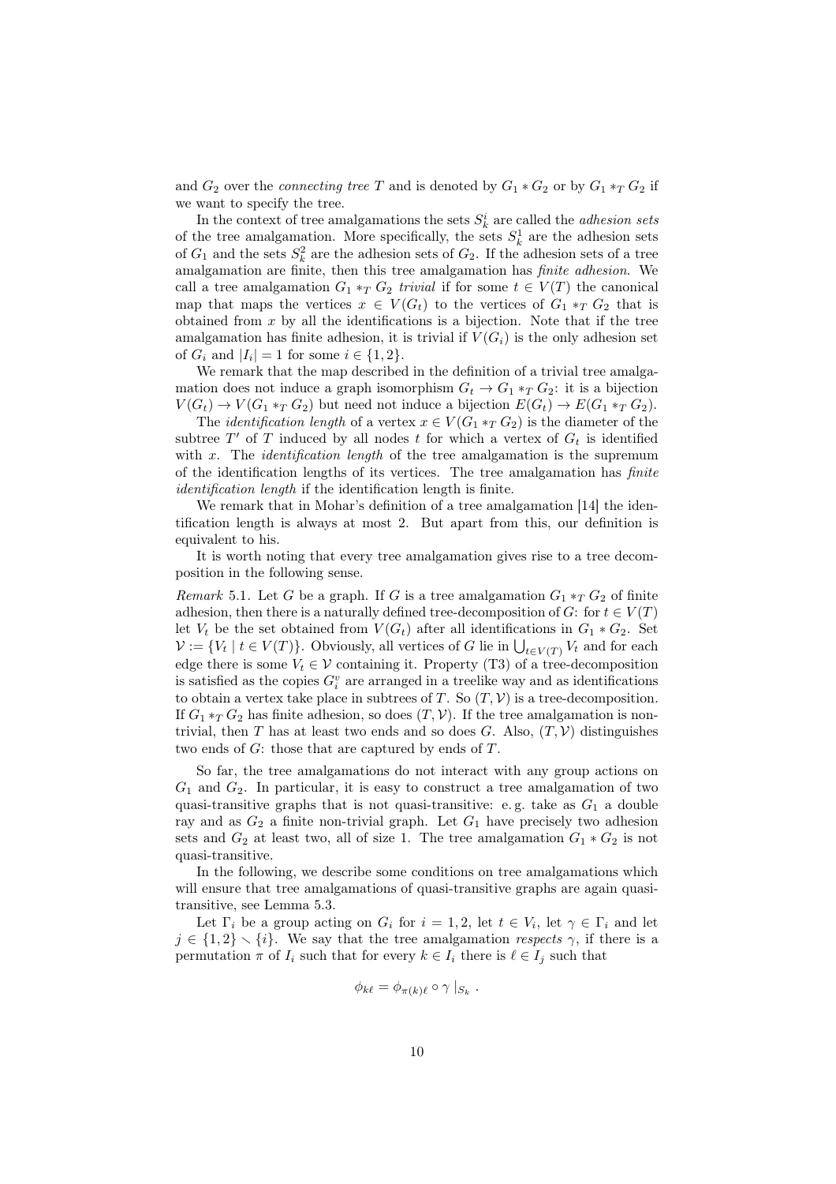and $G_2$ over the *connecting tree* $T$ and is denoted by $G_1 * G_2$ or by $G_1 *_T G_2$ if we want to specify the tree.

In the context of tree amalgamations the sets $S_k^i$ are called the *adhesion sets* of the tree amalgamation. More specifically, the sets $S_k^1$ are the adhesion sets of $G_1$ and the sets $S_k^2$ are the adhesion sets of $G_2$. If the adhesion sets of a tree amalgamation are finite, then this tree amalgamation has *finite adhesion*. We call a tree amalgamation $G_1 *_T G_2$ *trivial* if for some $t \in V(T)$ the canonical map that maps the vertices $x \in V(G_t)$ to the vertices of $G_1 *_T G_2$ that is obtained from $x$ by all the identifications is a bijection. Note that if the tree amalgamation has finite adhesion, it is trivial if $V(G_i)$ is the only adhesion set of $G_i$ and $|I_i| = 1$ for some $i \in \{1, 2\}$.

We remark that the map described in the definition of a trivial tree amalgamation does not induce a graph isomorphism $G_t \to G_1 *_T G_2$: it is a bijection $V(G_t) \to V(G_1 *_T G_2)$ but need not induce a bijection $E(G_t) \to E(G_1 *_T G_2)$.

The *identification length* of a vertex $x \in V(G_1 *_T G_2)$ is the diameter of the subtree $T'$ of $T$ induced by all nodes $t$ for which a vertex of $G_t$ is identified with $x$. The *identification length* of the tree amalgamation is the supremum of the identification lengths of its vertices. The tree amalgamation has *finite identification length* if the identification length is finite.

We remark that in Mohar's definition of a tree amalgamation [14] the identification length is always at most 2. But apart from this, our definition is equivalent to his.

It is worth noting that every tree amalgamation gives rise to a tree decomposition in the following sense.

*Remark* 5.1. Let $G$ be a graph. If $G$ is a tree amalgamation $G_1 *_T G_2$ of finite adhesion, then there is a naturally defined tree-decomposition of $G$: for $t \in V(T)$ let $V_t$ be the set obtained from $V(G_t)$ after all identifications in $G_1 * G_2$. Set $\mathcal{V} := \{V_t \mid t \in V(T)\}$. Obviously, all vertices of $G$ lie in $\bigcup_{t \in V(T)} V_t$ and for each edge there is some $V_t \in \mathcal{V}$ containing it. Property (T3) of a tree-decomposition is satisfied as the copies $G_i^v$ are arranged in a treelike way and as identifications to obtain a vertex take place in subtrees of $T$. So $(T, \mathcal{V})$ is a tree-decomposition. If $G_1 *_T G_2$ has finite adhesion, so does $(T, \mathcal{V})$. If the tree amalgamation is nontrivial, then $T$ has at least two ends and so does $G$. Also, $(T, \mathcal{V})$ distinguishes two ends of $G$: those that are captured by ends of $T$.

So far, the tree amalgamations do not interact with any group actions on $G_1$ and $G_2$. In particular, it is easy to construct a tree amalgamation of two quasi-transitive graphs that is not quasi-transitive: e. g. take as $G_1$ a double ray and as $G_2$ a finite non-trivial graph. Let $G_1$ have precisely two adhesion sets and $G_2$ at least two, all of size 1. The tree amalgamation $G_1 * G_2$ is not quasi-transitive.

In the following, we describe some conditions on tree amalgamations which will ensure that tree amalgamations of quasi-transitive graphs are again quasi-transitive, see Lemma 5.3.

Let $\Gamma_i$ be a group acting on $G_i$ for $i = 1, 2$, let $t \in V_i$, let $\gamma \in \Gamma_i$ and let $j \in \{1, 2\} \smallsetminus \{i\}$. We say that the tree amalgamation *respects* $\gamma$, if there is a permutation $\pi$ of $I_i$ such that for every $k \in I_i$ there is $\ell \in I_j$ such that

$$\phi_{k\ell} = \phi_{\pi(k)\ell} \circ \gamma\,|_{S_k}\,.$$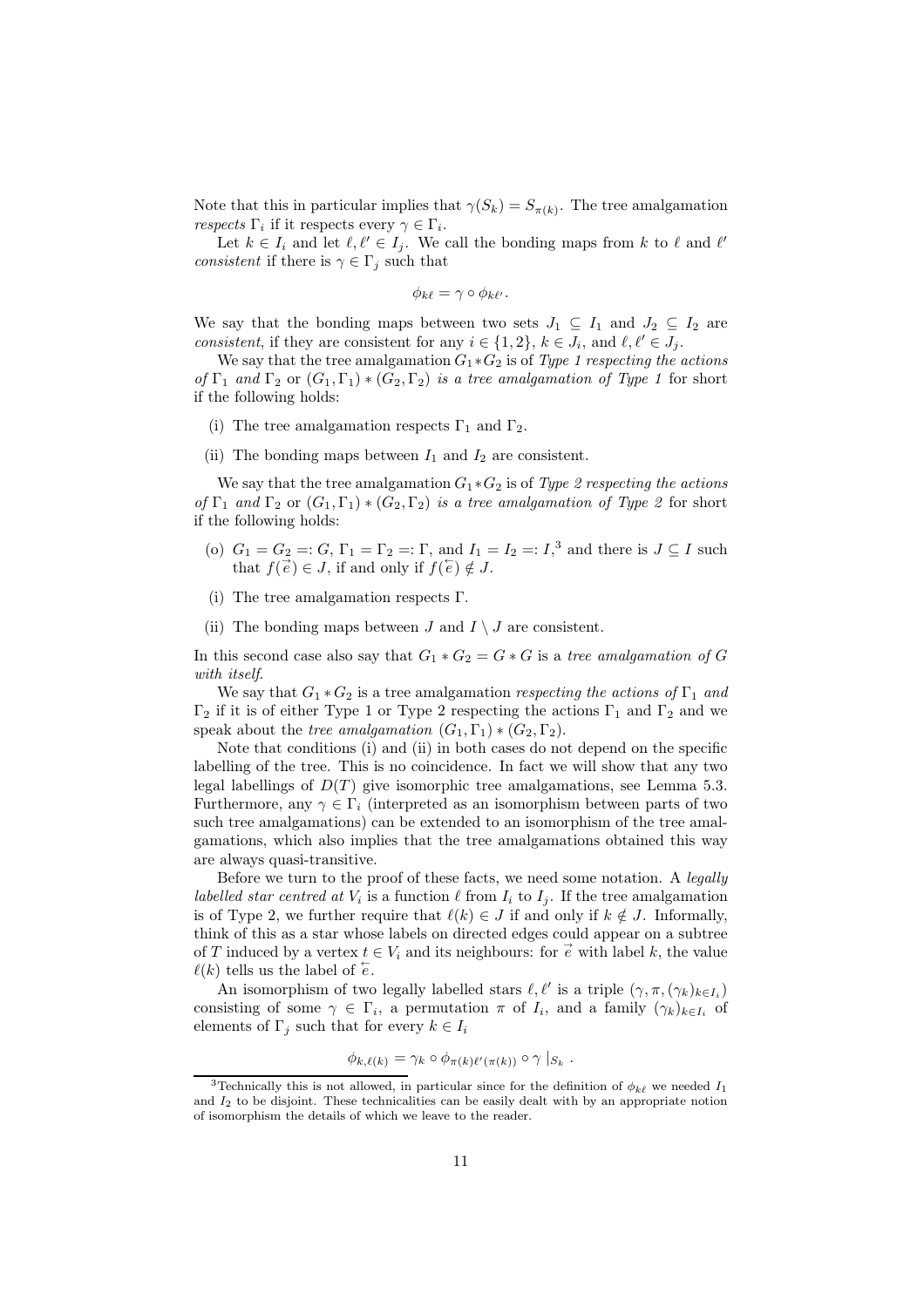Note that this in particular implies that $\gamma(S_k) = S_{\pi(k)}$. The tree amalgamation *respects* $\Gamma_i$ if it respects every $\gamma \in \Gamma_i$.

Let $k \in I_i$ and let $\ell, \ell' \in I_j$. We call the bonding maps from $k$ to $\ell$ and $\ell'$ *consistent* if there is $\gamma \in \Gamma_j$ such that

$$\phi_{k\ell} = \gamma \circ \phi_{k\ell'}.$$

We say that the bonding maps between two sets $J_1 \subseteq I_1$ and $J_2 \subseteq I_2$ are *consistent*, if they are consistent for any $i \in \{1,2\}$, $k \in J_i$, and $\ell, \ell' \in J_j$.

We say that the tree amalgamation $G_1 * G_2$ is of *Type 1 respecting the actions of* $\Gamma_1$ *and* $\Gamma_2$ or $(G_1, \Gamma_1) * (G_2, \Gamma_2)$ *is a tree amalgamation of Type 1* for short if the following holds:

(i) The tree amalgamation respects $\Gamma_1$ and $\Gamma_2$.

(ii) The bonding maps between $I_1$ and $I_2$ are consistent.

We say that the tree amalgamation $G_1 * G_2$ is of *Type 2 respecting the actions of* $\Gamma_1$ *and* $\Gamma_2$ or $(G_1, \Gamma_1) * (G_2, \Gamma_2)$ *is a tree amalgamation of Type 2* for short if the following holds:

(o) $G_1 = G_2 =: G$, $\Gamma_1 = \Gamma_2 =: \Gamma$, and $I_1 = I_2 =: I$,[3] and there is $J \subseteq I$ such that $f(\vec{e}) \in J$, if and only if $f(\overleftarrow{e}) \notin J$.

(i) The tree amalgamation respects $\Gamma$.

(ii) The bonding maps between $J$ and $I \setminus J$ are consistent.

In this second case also say that $G_1 * G_2 = G * G$ is a *tree amalgamation of* $G$ *with itself*.

We say that $G_1 * G_2$ is a tree amalgamation *respecting the actions of* $\Gamma_1$ *and* $\Gamma_2$ if it is of either Type 1 or Type 2 respecting the actions $\Gamma_1$ and $\Gamma_2$ and we speak about the *tree amalgamation* $(G_1, \Gamma_1) * (G_2, \Gamma_2)$.

Note that conditions (i) and (ii) in both cases do not depend on the specific labelling of the tree. This is no coincidence. In fact we will show that any two legal labellings of $D(T)$ give isomorphic tree amalgamations, see Lemma 5.3. Furthermore, any $\gamma \in \Gamma_i$ (interpreted as an isomorphism between parts of two such tree amalgamations) can be extended to an isomorphism of the tree amalgamations, which also implies that the tree amalgamations obtained this way are always quasi-transitive.

Before we turn to the proof of these facts, we need some notation. A *legally labelled star centred at* $V_i$ is a function $\ell$ from $I_i$ to $I_j$. If the tree amalgamation is of Type 2, we further require that $\ell(k) \in J$ if and only if $k \notin J$. Informally, think of this as a star whose labels on directed edges could appear on a subtree of $T$ induced by a vertex $t \in V_i$ and its neighbours: for $\vec{e}$ with label $k$, the value $\ell(k)$ tells us the label of $\overleftarrow{e}$.

An isomorphism of two legally labelled stars $\ell, \ell'$ is a triple $(\gamma, \pi, (\gamma_k)_{k \in I_i})$ consisting of some $\gamma \in \Gamma_i$, a permutation $\pi$ of $I_i$, and a family $(\gamma_k)_{k \in I_i}$ of elements of $\Gamma_j$ such that for every $k \in I_i$

$$\phi_{k,\ell(k)} = \gamma_k \circ \phi_{\pi(k)\ell'(\pi(k))} \circ \gamma \mid_{S_k}.$$

[3] Technically this is not allowed, in particular since for the definition of $\phi_{k\ell}$ we needed $I_1$ and $I_2$ to be disjoint. These technicalities can be easily dealt with by an appropriate notion of isomorphism the details of which we leave to the reader.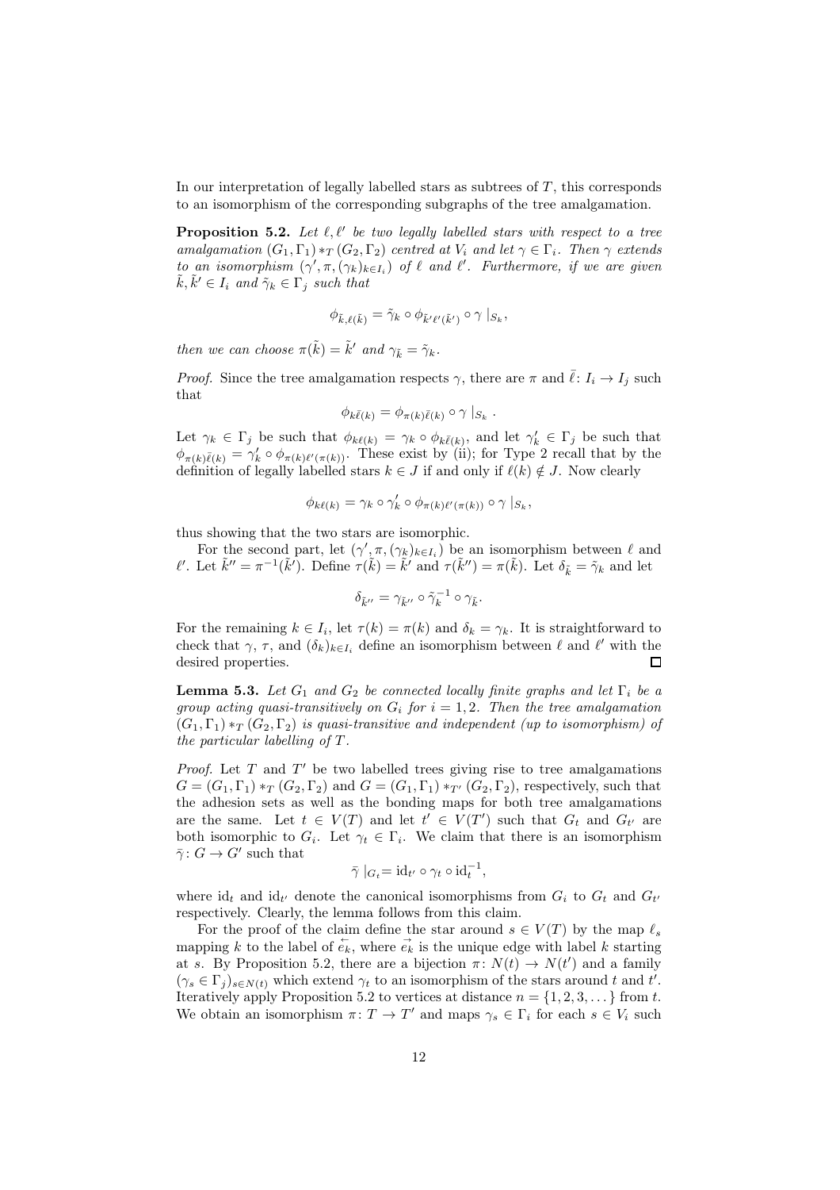In our interpretation of legally labelled stars as subtrees of $T$, this corresponds to an isomorphism of the corresponding subgraphs of the tree amalgamation.

**Proposition 5.2.** *Let $\ell, \ell'$ be two legally labelled stars with respect to a tree amalgamation $(G_1, \Gamma_1) *_T (G_2, \Gamma_2)$ centred at $V_i$ and let $\gamma \in \Gamma_i$. Then $\gamma$ extends to an isomorphism $(\gamma', \pi, (\gamma_k)_{k \in I_i})$ of $\ell$ and $\ell'$. Furthermore, if we are given $\tilde{k}, \tilde{k}' \in I_i$ and $\tilde{\gamma}_k \in \Gamma_j$ such that*

$$\phi_{\tilde{k}, \ell(\tilde{k})} = \tilde{\gamma}_k \circ \phi_{\tilde{k}' \ell'(\tilde{k}')} \circ \gamma \mid_{S_k},$$

*then we can choose $\pi(\tilde{k}) = \tilde{k}'$ and $\gamma_{\tilde{k}} = \tilde{\gamma}_k$.*

*Proof.* Since the tree amalgamation respects $\gamma$, there are $\pi$ and $\bar{\ell} \colon I_i \to I_j$ such that

$$\phi_{k \bar{\ell}(k)} = \phi_{\pi(k) \bar{\ell}(k)} \circ \gamma \mid_{S_k}.$$

Let $\gamma_k \in \Gamma_j$ be such that $\phi_{k \ell(k)} = \gamma_k \circ \phi_{k \bar{\ell}(k)}$, and let $\gamma'_k \in \Gamma_j$ be such that $\phi_{\pi(k) \bar{\ell}(k)} = \gamma'_k \circ \phi_{\pi(k) \ell'(\pi(k))}$. These exist by (ii); for Type 2 recall that by the definition of legally labelled stars $k \in J$ if and only if $\ell(k) \notin J$. Now clearly

$$\phi_{k \ell(k)} = \gamma_k \circ \gamma'_k \circ \phi_{\pi(k) \ell'(\pi(k))} \circ \gamma \mid_{S_k},$$

thus showing that the two stars are isomorphic.

For the second part, let $(\gamma', \pi, (\gamma_k)_{k \in I_i})$ be an isomorphism between $\ell$ and $\ell'$. Let $\tilde{k}'' = \pi^{-1}(\tilde{k}')$. Define $\tau(\tilde{k}) = \tilde{k}'$ and $\tau(\tilde{k}'') = \pi(\tilde{k})$. Let $\delta_{\tilde{k}} = \tilde{\gamma}_k$ and let

$$\delta_{\tilde{k}''} = \gamma_{\tilde{k}''} \circ \tilde{\gamma}_k^{-1} \circ \gamma_{\tilde{k}}.$$

For the remaining $k \in I_i$, let $\tau(k) = \pi(k)$ and $\delta_k = \gamma_k$. It is straightforward to check that $\gamma$, $\tau$, and $(\delta_k)_{k \in I_i}$ define an isomorphism between $\ell$ and $\ell'$ with the desired properties. $\square$

**Lemma 5.3.** *Let $G_1$ and $G_2$ be connected locally finite graphs and let $\Gamma_i$ be a group acting quasi-transitively on $G_i$ for $i = 1, 2$. Then the tree amalgamation $(G_1, \Gamma_1) *_T (G_2, \Gamma_2)$ is quasi-transitive and independent (up to isomorphism) of the particular labelling of $T$.*

*Proof.* Let $T$ and $T'$ be two labelled trees giving rise to tree amalgamations $G = (G_1, \Gamma_1) *_T (G_2, \Gamma_2)$ and $G = (G_1, \Gamma_1) *_{T'} (G_2, \Gamma_2)$, respectively, such that the adhesion sets as well as the bonding maps for both tree amalgamations are the same. Let $t \in V(T)$ and let $t' \in V(T')$ such that $G_t$ and $G_{t'}$ are both isomorphic to $G_i$. Let $\gamma_t \in \Gamma_i$. We claim that there is an isomorphism $\bar{\gamma} \colon G \to G'$ such that

$$\bar{\gamma} \mid_{G_t} = \mathrm{id}_{t'} \circ \gamma_t \circ \mathrm{id}_t^{-1},$$

where $\mathrm{id}_t$ and $\mathrm{id}_{t'}$ denote the canonical isomorphisms from $G_i$ to $G_t$ and $G_{t'}$ respectively. Clearly, the lemma follows from this claim.

For the proof of the claim define the star around $s \in V(T)$ by the map $\ell_s$ mapping $k$ to the label of $\overleftarrow{e_k}$, where $\vec{e_k}$ is the unique edge with label $k$ starting at $s$. By Proposition 5.2, there are a bijection $\pi \colon N(t) \to N(t')$ and a family $(\gamma_s \in \Gamma_j)_{s \in N(t)}$ which extend $\gamma_t$ to an isomorphism of the stars around $t$ and $t'$. Iteratively apply Proposition 5.2 to vertices at distance $n = \{1, 2, 3, \dots\}$ from $t$. We obtain an isomorphism $\pi \colon T \to T'$ and maps $\gamma_s \in \Gamma_i$ for each $s \in V_i$ such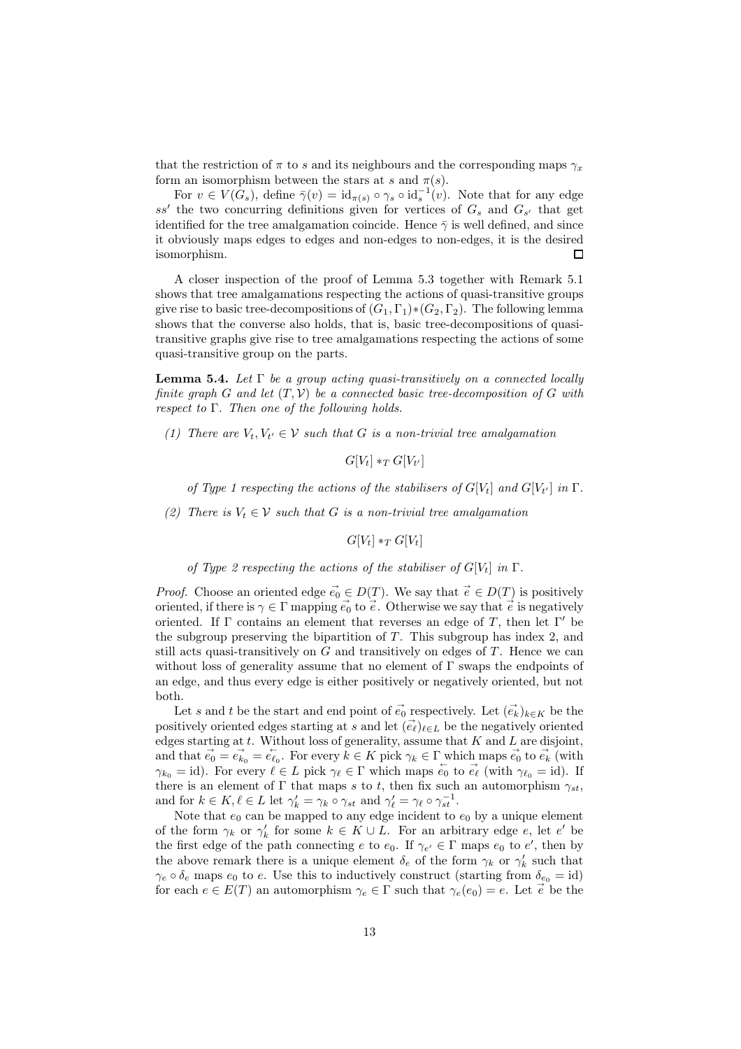that the restriction of $\pi$ to $s$ and its neighbours and the corresponding maps $\gamma_x$ form an isomorphism between the stars at $s$ and $\pi(s)$.

For $v \in V(G_s)$, define $\bar{\gamma}(v) = \mathrm{id}_{\pi(s)} \circ \gamma_s \circ \mathrm{id}_s^{-1}(v)$. Note that for any edge $ss'$ the two concurring definitions given for vertices of $G_s$ and $G_{s'}$ that get identified for the tree amalgamation coincide. Hence $\bar{\gamma}$ is well defined, and since it obviously maps edges to edges and non-edges to non-edges, it is the desired isomorphism. $\square$

A closer inspection of the proof of Lemma 5.3 together with Remark 5.1 shows that tree amalgamations respecting the actions of quasi-transitive groups give rise to basic tree-decompositions of $(G_1, \Gamma_1) * (G_2, \Gamma_2)$. The following lemma shows that the converse also holds, that is, basic tree-decompositions of quasi-transitive graphs give rise to tree amalgamations respecting the actions of some quasi-transitive group on the parts.

**Lemma 5.4.** *Let $\Gamma$ be a group acting quasi-transitively on a connected locally finite graph $G$ and let $(T, \mathcal{V})$ be a connected basic tree-decomposition of $G$ with respect to $\Gamma$. Then one of the following holds.*

*(1) There are $V_t, V_{t'} \in \mathcal{V}$ such that $G$ is a non-trivial tree amalgamation*

$$G[V_t] *_T G[V_{t'}]$$

*of Type 1 respecting the actions of the stabilisers of $G[V_t]$ and $G[V_{t'}]$ in $\Gamma$.*

*(2) There is $V_t \in \mathcal{V}$ such that $G$ is a non-trivial tree amalgamation*

$$G[V_t] *_T G[V_t]$$

*of Type 2 respecting the actions of the stabiliser of $G[V_t]$ in $\Gamma$.*

*Proof.* Choose an oriented edge $\vec{e_0} \in D(T)$. We say that $\vec{e} \in D(T)$ is positively oriented, if there is $\gamma \in \Gamma$ mapping $\vec{e_0}$ to $\vec{e}$. Otherwise we say that $\vec{e}$ is negatively oriented. If $\Gamma$ contains an element that reverses an edge of $T$, then let $\Gamma'$ be the subgroup preserving the bipartition of $T$. This subgroup has index 2, and still acts quasi-transitively on $G$ and transitively on edges of $T$. Hence we can without loss of generality assume that no element of $\Gamma$ swaps the endpoints of an edge, and thus every edge is either positively or negatively oriented, but not both.

Let $s$ and $t$ be the start and end point of $\vec{e_0}$ respectively. Let $(\vec{e_k})_{k \in K}$ be the positively oriented edges starting at $s$ and let $(\vec{e_\ell})_{\ell \in L}$ be the negatively oriented edges starting at $t$. Without loss of generality, assume that $K$ and $L$ are disjoint, and that $\vec{e_0} = \vec{e_{k_0}} = \overleftarrow{e_{\ell_0}}$. For every $k \in K$ pick $\gamma_k \in \Gamma$ which maps $\vec{e_0}$ to $\vec{e_k}$ (with $\gamma_{k_0} = \mathrm{id}$). For every $\ell \in L$ pick $\gamma_\ell \in \Gamma$ which maps $\overleftarrow{e_0}$ to $\vec{e_\ell}$ (with $\gamma_{\ell_0} = \mathrm{id}$). If there is an element of $\Gamma$ that maps $s$ to $t$, then fix such an automorphism $\gamma_{st}$, and for $k \in K, \ell \in L$ let $\gamma'_k = \gamma_k \circ \gamma_{st}$ and $\gamma'_\ell = \gamma_\ell \circ \gamma_{st}^{-1}$.

Note that $e_0$ can be mapped to any edge incident to $e_0$ by a unique element of the form $\gamma_k$ or $\gamma'_k$ for some $k \in K \cup L$. For an arbitrary edge $e$, let $e'$ be the first edge of the path connecting $e$ to $e_0$. If $\gamma_{e'} \in \Gamma$ maps $e_0$ to $e'$, then by the above remark there is a unique element $\delta_e$ of the form $\gamma_k$ or $\gamma'_k$ such that $\gamma_e \circ \delta_e$ maps $e_0$ to $e$. Use this to inductively construct (starting from $\delta_{e_0} = \mathrm{id}$) for each $e \in E(T)$ an automorphism $\gamma_e \in \Gamma$ such that $\gamma_e(e_0) = e$. Let $\vec{e}$ be the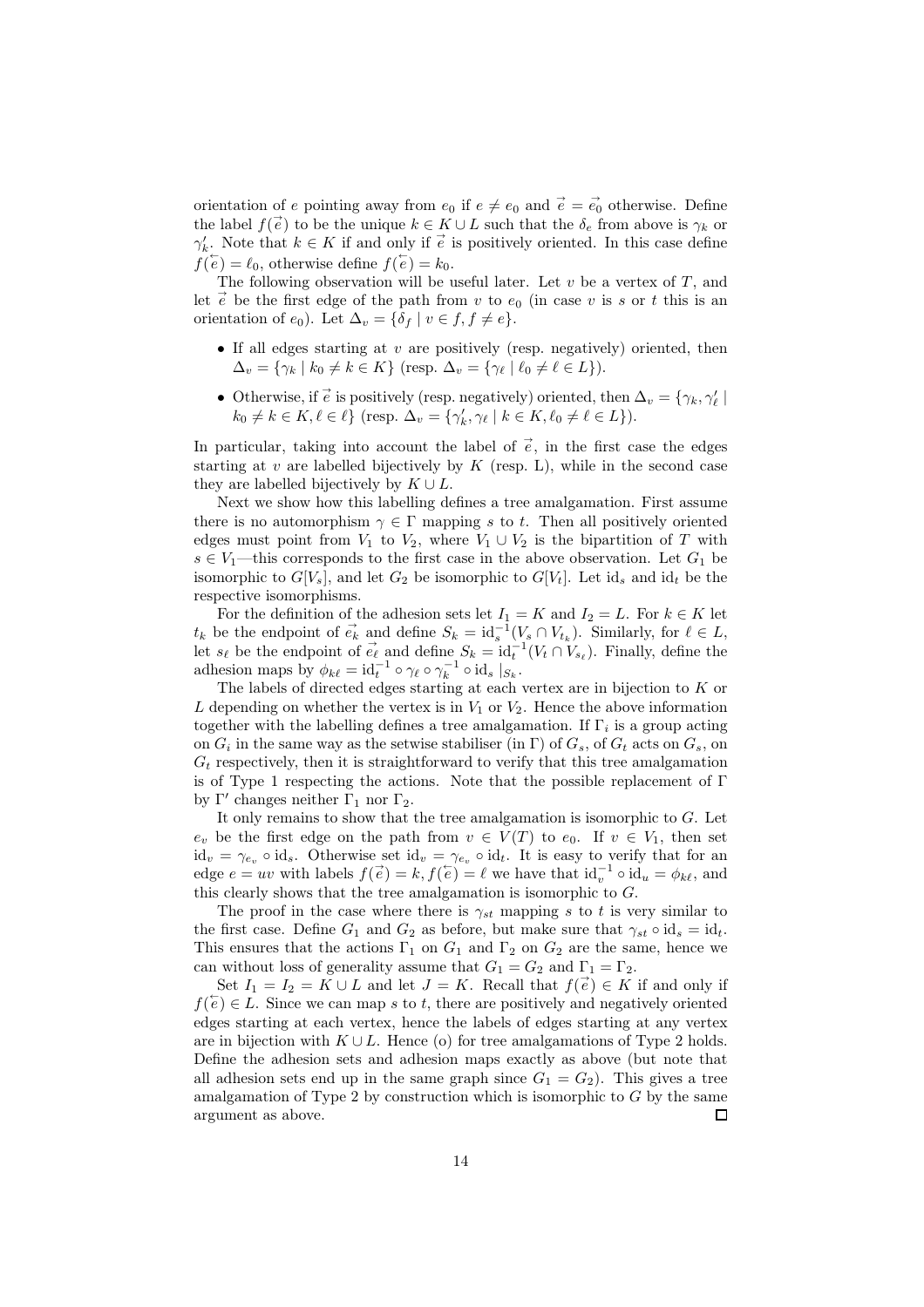orientation of $e$ pointing away from $e_0$ if $e \neq e_0$ and $\vec{e} = \vec{e_0}$ otherwise. Define the label $f(\vec{e})$ to be the unique $k \in K \cup L$ such that the $\delta_e$ from above is $\gamma_k$ or $\gamma'_k$. Note that $k \in K$ if and only if $\vec{e}$ is positively oriented. In this case define $f(\overleftarrow{e}) = \ell_0$, otherwise define $f(\overleftarrow{e}) = k_0$.

The following observation will be useful later. Let $v$ be a vertex of $T$, and let $\vec{e}$ be the first edge of the path from $v$ to $e_0$ (in case $v$ is $s$ or $t$ this is an orientation of $e_0$). Let $\Delta_v = \{\delta_f \mid v \in f, f \neq e\}$.

- If all edges starting at $v$ are positively (resp. negatively) oriented, then $\Delta_v = \{\gamma_k \mid k_0 \neq k \in K\}$ (resp. $\Delta_v = \{\gamma_\ell \mid \ell_0 \neq \ell \in L\}$).
- Otherwise, if $\vec{e}$ is positively (resp. negatively) oriented, then $\Delta_v = \{\gamma_k, \gamma'_\ell \mid k_0 \neq k \in K, \ell \in \ell\}$ (resp. $\Delta_v = \{\gamma'_k, \gamma_\ell \mid k \in K, \ell_0 \neq \ell \in L\}$).

In particular, taking into account the label of $\vec{e}$, in the first case the edges starting at $v$ are labelled bijectively by $K$ (resp. L), while in the second case they are labelled bijectively by $K \cup L$.

Next we show how this labelling defines a tree amalgamation. First assume there is no automorphism $\gamma \in \Gamma$ mapping $s$ to $t$. Then all positively oriented edges must point from $V_1$ to $V_2$, where $V_1 \cup V_2$ is the bipartition of $T$ with $s \in V_1$—this corresponds to the first case in the above observation. Let $G_1$ be isomorphic to $G[V_s]$, and let $G_2$ be isomorphic to $G[V_t]$. Let $\mathrm{id}_s$ and $\mathrm{id}_t$ be the respective isomorphisms.

For the definition of the adhesion sets let $I_1 = K$ and $I_2 = L$. For $k \in K$ let $t_k$ be the endpoint of $\vec{e_k}$ and define $S_k = \mathrm{id}_s^{-1}(V_s \cap V_{t_k})$. Similarly, for $\ell \in L$, let $s_\ell$ be the endpoint of $\vec{e_\ell}$ and define $S_k = \mathrm{id}_t^{-1}(V_t \cap V_{s_\ell})$. Finally, define the adhesion maps by $\phi_{k\ell} = \mathrm{id}_t^{-1} \circ \gamma_\ell \circ \gamma_k^{-1} \circ \mathrm{id}_s|_{S_k}$.

The labels of directed edges starting at each vertex are in bijection to $K$ or $L$ depending on whether the vertex is in $V_1$ or $V_2$. Hence the above information together with the labelling defines a tree amalgamation. If $\Gamma_i$ is a group acting on $G_i$ in the same way as the setwise stabiliser (in $\Gamma$) of $G_s$, of $G_t$ acts on $G_s$, on $G_t$ respectively, then it is straightforward to verify that this tree amalgamation is of Type 1 respecting the actions. Note that the possible replacement of $\Gamma$ by $\Gamma'$ changes neither $\Gamma_1$ nor $\Gamma_2$.

It only remains to show that the tree amalgamation is isomorphic to $G$. Let $e_v$ be the first edge on the path from $v \in V(T)$ to $e_0$. If $v \in V_1$, then set $\mathrm{id}_v = \gamma_{e_v} \circ \mathrm{id}_s$. Otherwise set $\mathrm{id}_v = \gamma_{e_v} \circ \mathrm{id}_t$. It is easy to verify that for an edge $e = uv$ with labels $f(\vec{e}) = k, f(\overleftarrow{e}) = \ell$ we have that $\mathrm{id}_v^{-1} \circ \mathrm{id}_u = \phi_{k\ell}$, and this clearly shows that the tree amalgamation is isomorphic to $G$.

The proof in the case where there is $\gamma_{st}$ mapping $s$ to $t$ is very similar to the first case. Define $G_1$ and $G_2$ as before, but make sure that $\gamma_{st} \circ \mathrm{id}_s = \mathrm{id}_t$. This ensures that the actions $\Gamma_1$ on $G_1$ and $\Gamma_2$ on $G_2$ are the same, hence we can without loss of generality assume that $G_1 = G_2$ and $\Gamma_1 = \Gamma_2$.

Set $I_1 = I_2 = K \cup L$ and let $J = K$. Recall that $f(\vec{e}) \in K$ if and only if $f(\overleftarrow{e}) \in L$. Since we can map $s$ to $t$, there are positively and negatively oriented edges starting at each vertex, hence the labels of edges starting at any vertex are in bijection with $K \cup L$. Hence (o) for tree amalgamations of Type 2 holds. Define the adhesion sets and adhesion maps exactly as above (but note that all adhesion sets end up in the same graph since $G_1 = G_2$). This gives a tree amalgamation of Type 2 by construction which is isomorphic to $G$ by the same argument as above. □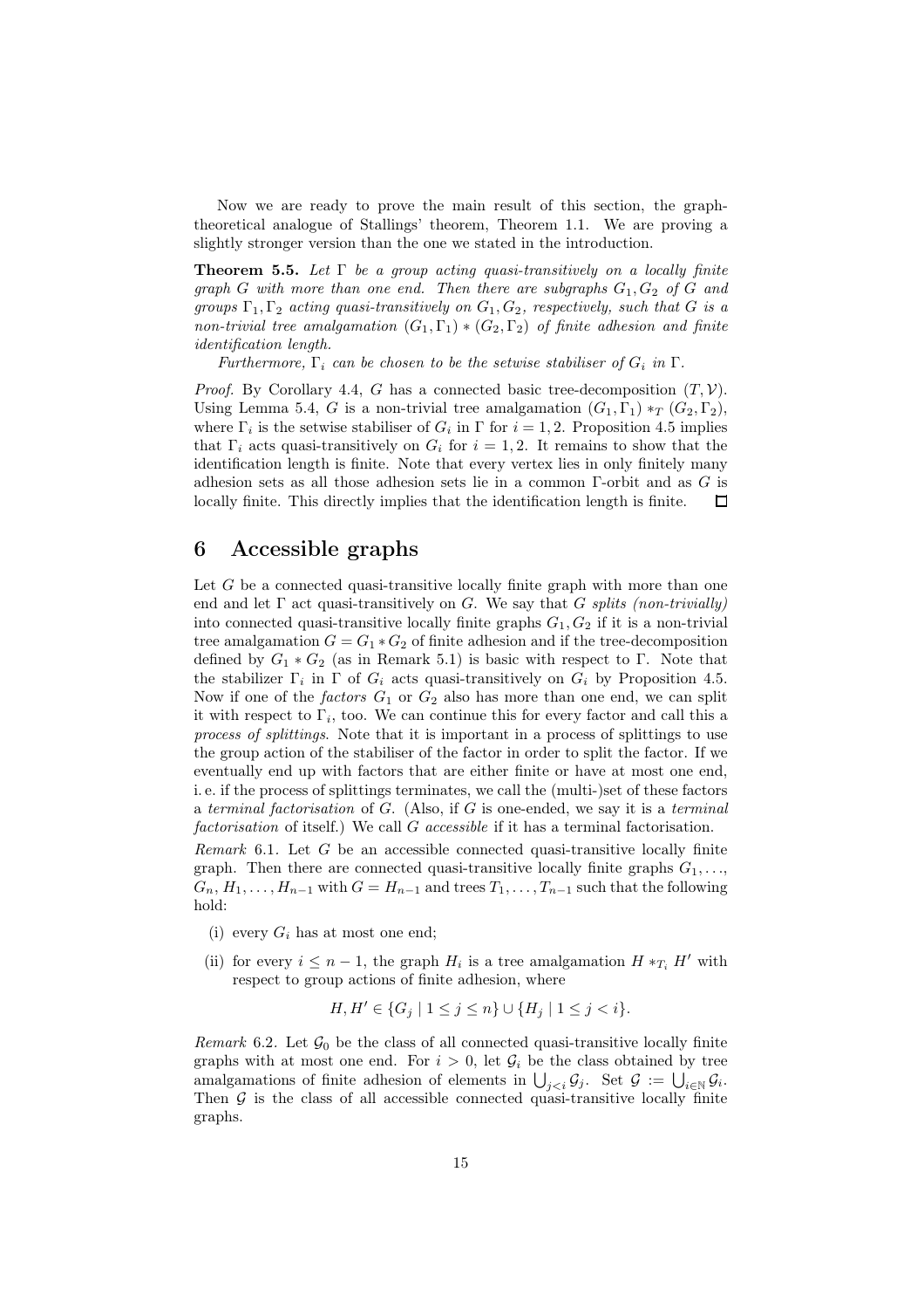Now we are ready to prove the main result of this section, the graph-theoretical analogue of Stallings' theorem, Theorem 1.1. We are proving a slightly stronger version than the one we stated in the introduction.

**Theorem 5.5.** *Let $\Gamma$ be a group acting quasi-transitively on a locally finite graph $G$ with more than one end. Then there are subgraphs $G_1, G_2$ of $G$ and groups $\Gamma_1, \Gamma_2$ acting quasi-transitively on $G_1, G_2$, respectively, such that $G$ is a non-trivial tree amalgamation $(G_1, \Gamma_1) * (G_2, \Gamma_2)$ of finite adhesion and finite identification length.*

*Furthermore, $\Gamma_i$ can be chosen to be the setwise stabiliser of $G_i$ in $\Gamma$.*

*Proof.* By Corollary 4.4, $G$ has a connected basic tree-decomposition $(T, \mathcal{V})$. Using Lemma 5.4, $G$ is a non-trivial tree amalgamation $(G_1, \Gamma_1) *_T (G_2, \Gamma_2)$, where $\Gamma_i$ is the setwise stabiliser of $G_i$ in $\Gamma$ for $i = 1, 2$. Proposition 4.5 implies that $\Gamma_i$ acts quasi-transitively on $G_i$ for $i = 1, 2$. It remains to show that the identification length is finite. Note that every vertex lies in only finitely many adhesion sets as all those adhesion sets lie in a common $\Gamma$-orbit and as $G$ is locally finite. This directly implies that the identification length is finite. $\square$

# 6 Accessible graphs

Let $G$ be a connected quasi-transitive locally finite graph with more than one end and let $\Gamma$ act quasi-transitively on $G$. We say that $G$ *splits (non-trivially)* into connected quasi-transitive locally finite graphs $G_1, G_2$ if it is a non-trivial tree amalgamation $G = G_1 * G_2$ of finite adhesion and if the tree-decomposition defined by $G_1 * G_2$ (as in Remark 5.1) is basic with respect to $\Gamma$. Note that the stabilizer $\Gamma_i$ in $\Gamma$ of $G_i$ acts quasi-transitively on $G_i$ by Proposition 4.5. Now if one of the *factors* $G_1$ or $G_2$ also has more than one end, we can split it with respect to $\Gamma_i$, too. We can continue this for every factor and call this a *process of splittings*. Note that it is important in a process of splittings to use the group action of the stabiliser of the factor in order to split the factor. If we eventually end up with factors that are either finite or have at most one end, i. e. if the process of splittings terminates, we call the (multi-)set of these factors a *terminal factorisation* of $G$. (Also, if $G$ is one-ended, we say it is a *terminal factorisation* of itself.) We call $G$ *accessible* if it has a terminal factorisation.

*Remark* 6.1. Let $G$ be an accessible connected quasi-transitive locally finite graph. Then there are connected quasi-transitive locally finite graphs $G_1, \ldots, G_n, H_1, \ldots, H_{n-1}$ with $G = H_{n-1}$ and trees $T_1, \ldots, T_{n-1}$ such that the following hold:

(i) every $G_i$ has at most one end;

(ii) for every $i \le n-1$, the graph $H_i$ is a tree amalgamation $H *_{T_i} H'$ with respect to group actions of finite adhesion, where

$$H, H' \in \{G_j \mid 1 \le j \le n\} \cup \{H_j \mid 1 \le j < i\}.$$

*Remark* 6.2. Let $\mathcal{G}_0$ be the class of all connected quasi-transitive locally finite graphs with at most one end. For $i > 0$, let $\mathcal{G}_i$ be the class obtained by tree amalgamations of finite adhesion of elements in $\bigcup_{j<i} \mathcal{G}_j$. Set $\mathcal{G} := \bigcup_{i \in \mathbb{N}} \mathcal{G}_i$. Then $\mathcal{G}$ is the class of all accessible connected quasi-transitive locally finite graphs.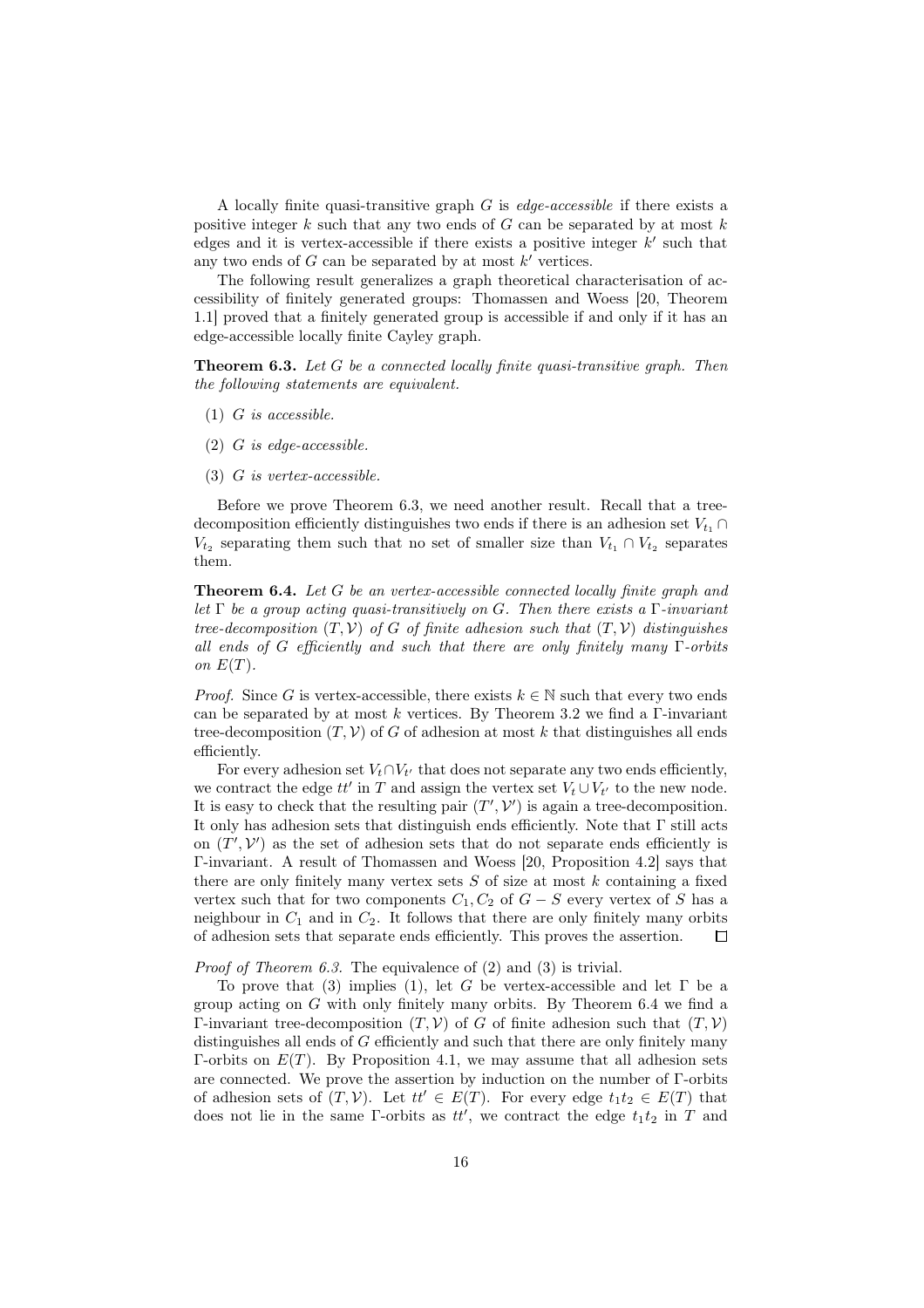A locally finite quasi-transitive graph $G$ is *edge-accessible* if there exists a positive integer $k$ such that any two ends of $G$ can be separated by at most $k$ edges and it is vertex-accessible if there exists a positive integer $k'$ such that any two ends of $G$ can be separated by at most $k'$ vertices.

The following result generalizes a graph theoretical characterisation of accessibility of finitely generated groups: Thomassen and Woess [20, Theorem 1.1] proved that a finitely generated group is accessible if and only if it has an edge-accessible locally finite Cayley graph.

**Theorem 6.3.** *Let $G$ be a connected locally finite quasi-transitive graph. Then the following statements are equivalent.*

1. *$G$ is accessible.*
2. *$G$ is edge-accessible.*
3. *$G$ is vertex-accessible.*

Before we prove Theorem 6.3, we need another result. Recall that a tree-decomposition efficiently distinguishes two ends if there is an adhesion set $V_{t_1} \cap V_{t_2}$ separating them such that no set of smaller size than $V_{t_1} \cap V_{t_2}$ separates them.

**Theorem 6.4.** *Let $G$ be an vertex-accessible connected locally finite graph and let $\Gamma$ be a group acting quasi-transitively on $G$. Then there exists a $\Gamma$-invariant tree-decomposition $(T, \mathcal{V})$ of $G$ of finite adhesion such that $(T, \mathcal{V})$ distinguishes all ends of $G$ efficiently and such that there are only finitely many $\Gamma$-orbits on $E(T)$.*

*Proof.* Since $G$ is vertex-accessible, there exists $k \in \mathbb{N}$ such that every two ends can be separated by at most $k$ vertices. By Theorem 3.2 we find a $\Gamma$-invariant tree-decomposition $(T, \mathcal{V})$ of $G$ of adhesion at most $k$ that distinguishes all ends efficiently.

For every adhesion set $V_t \cap V_{t'}$ that does not separate any two ends efficiently, we contract the edge $tt'$ in $T$ and assign the vertex set $V_t \cup V_{t'}$ to the new node. It is easy to check that the resulting pair $(T', \mathcal{V}')$ is again a tree-decomposition. It only has adhesion sets that distinguish ends efficiently. Note that $\Gamma$ still acts on $(T', \mathcal{V}')$ as the set of adhesion sets that do not separate ends efficiently is $\Gamma$-invariant. A result of Thomassen and Woess [20, Proposition 4.2] says that there are only finitely many vertex sets $S$ of size at most $k$ containing a fixed vertex such that for two components $C_1, C_2$ of $G - S$ every vertex of $S$ has a neighbour in $C_1$ and in $C_2$. It follows that there are only finitely many orbits of adhesion sets that separate ends efficiently. This proves the assertion. $\square$

*Proof of Theorem 6.3.* The equivalence of (2) and (3) is trivial.

To prove that (3) implies (1), let $G$ be vertex-accessible and let $\Gamma$ be a group acting on $G$ with only finitely many orbits. By Theorem 6.4 we find a $\Gamma$-invariant tree-decomposition $(T, \mathcal{V})$ of $G$ of finite adhesion such that $(T, \mathcal{V})$ distinguishes all ends of $G$ efficiently and such that there are only finitely many $\Gamma$-orbits on $E(T)$. By Proposition 4.1, we may assume that all adhesion sets are connected. We prove the assertion by induction on the number of $\Gamma$-orbits of adhesion sets of $(T, \mathcal{V})$. Let $tt' \in E(T)$. For every edge $t_1t_2 \in E(T)$ that does not lie in the same $\Gamma$-orbits as $tt'$, we contract the edge $t_1t_2$ in $T$ and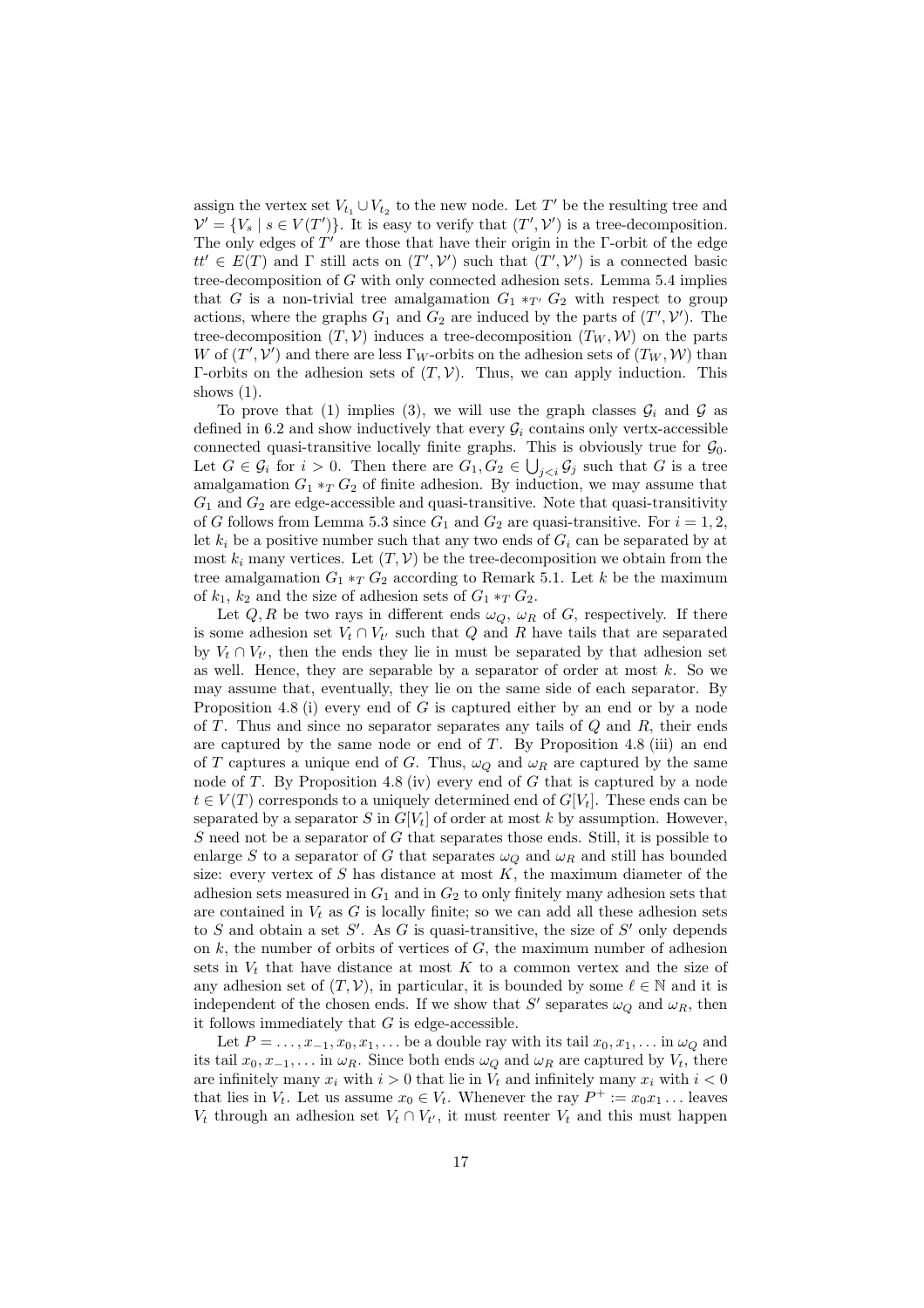assign the vertex set $V_{t_1} \cup V_{t_2}$ to the new node. Let $T'$ be the resulting tree and $\mathcal{V}' = \{V_s \mid s \in V(T')\}$. It is easy to verify that $(T', \mathcal{V}')$ is a tree-decomposition. The only edges of $T'$ are those that have their origin in the $\Gamma$-orbit of the edge $tt' \in E(T)$ and $\Gamma$ still acts on $(T', \mathcal{V}')$ such that $(T', \mathcal{V}')$ is a connected basic tree-decomposition of $G$ with only connected adhesion sets. Lemma 5.4 implies that $G$ is a non-trivial tree amalgamation $G_1 *_{T'} G_2$ with respect to group actions, where the graphs $G_1$ and $G_2$ are induced by the parts of $(T', \mathcal{V}')$. The tree-decomposition $(T, \mathcal{V})$ induces a tree-decomposition $(T_W, \mathcal{W})$ on the parts $W$ of $(T', \mathcal{V}')$ and there are less $\Gamma_W$-orbits on the adhesion sets of $(T_W, \mathcal{W})$ than $\Gamma$-orbits on the adhesion sets of $(T, \mathcal{V})$. Thus, we can apply induction. This shows (1).

To prove that (1) implies (3), we will use the graph classes $\mathcal{G}_i$ and $\mathcal{G}$ as defined in 6.2 and show inductively that every $\mathcal{G}_i$ contains only vertx-accessible connected quasi-transitive locally finite graphs. This is obviously true for $\mathcal{G}_0$. Let $G \in \mathcal{G}_i$ for $i > 0$. Then there are $G_1, G_2 \in \bigcup_{j<i} \mathcal{G}_j$ such that $G$ is a tree amalgamation $G_1 *_T G_2$ of finite adhesion. By induction, we may assume that $G_1$ and $G_2$ are edge-accessible and quasi-transitive. Note that quasi-transitivity of $G$ follows from Lemma 5.3 since $G_1$ and $G_2$ are quasi-transitive. For $i = 1, 2$, let $k_i$ be a positive number such that any two ends of $G_i$ can be separated by at most $k_i$ many vertices. Let $(T, \mathcal{V})$ be the tree-decomposition we obtain from the tree amalgamation $G_1 *_T G_2$ according to Remark 5.1. Let $k$ be the maximum of $k_1$, $k_2$ and the size of adhesion sets of $G_1 *_T G_2$.

Let $Q, R$ be two rays in different ends $\omega_Q$, $\omega_R$ of $G$, respectively. If there is some adhesion set $V_t \cap V_{t'}$ such that $Q$ and $R$ have tails that are separated by $V_t \cap V_{t'}$, then the ends they lie in must be separated by that adhesion set as well. Hence, they are separable by a separator of order at most $k$. So we may assume that, eventually, they lie on the same side of each separator. By Proposition 4.8 (i) every end of $G$ is captured either by an end or by a node of $T$. Thus and since no separator separates any tails of $Q$ and $R$, their ends are captured by the same node or end of $T$. By Proposition 4.8 (iii) an end of $T$ captures a unique end of $G$. Thus, $\omega_Q$ and $\omega_R$ are captured by the same node of $T$. By Proposition 4.8 (iv) every end of $G$ that is captured by a node $t \in V(T)$ corresponds to a uniquely determined end of $G[V_t]$. These ends can be separated by a separator $S$ in $G[V_t]$ of order at most $k$ by assumption. However, $S$ need not be a separator of $G$ that separates those ends. Still, it is possible to enlarge $S$ to a separator of $G$ that separates $\omega_Q$ and $\omega_R$ and still has bounded size: every vertex of $S$ has distance at most $K$, the maximum diameter of the adhesion sets measured in $G_1$ and in $G_2$ to only finitely many adhesion sets that are contained in $V_t$ as $G$ is locally finite; so we can add all these adhesion sets to $S$ and obtain a set $S'$. As $G$ is quasi-transitive, the size of $S'$ only depends on $k$, the number of orbits of vertices of $G$, the maximum number of adhesion sets in $V_t$ that have distance at most $K$ to a common vertex and the size of any adhesion set of $(T, \mathcal{V})$, in particular, it is bounded by some $\ell \in \mathbb{N}$ and it is independent of the chosen ends. If we show that $S'$ separates $\omega_Q$ and $\omega_R$, then it follows immediately that $G$ is edge-accessible.

Let $P = \ldots, x_{-1}, x_0, x_1, \ldots$ be a double ray with its tail $x_0, x_1, \ldots$ in $\omega_Q$ and its tail $x_0, x_{-1}, \ldots$ in $\omega_R$. Since both ends $\omega_Q$ and $\omega_R$ are captured by $V_t$, there are infinitely many $x_i$ with $i > 0$ that lie in $V_t$ and infinitely many $x_i$ with $i < 0$ that lies in $V_t$. Let us assume $x_0 \in V_t$. Whenever the ray $P^+ := x_0 x_1 \ldots$ leaves $V_t$ through an adhesion set $V_t \cap V_{t'}$, it must reenter $V_t$ and this must happen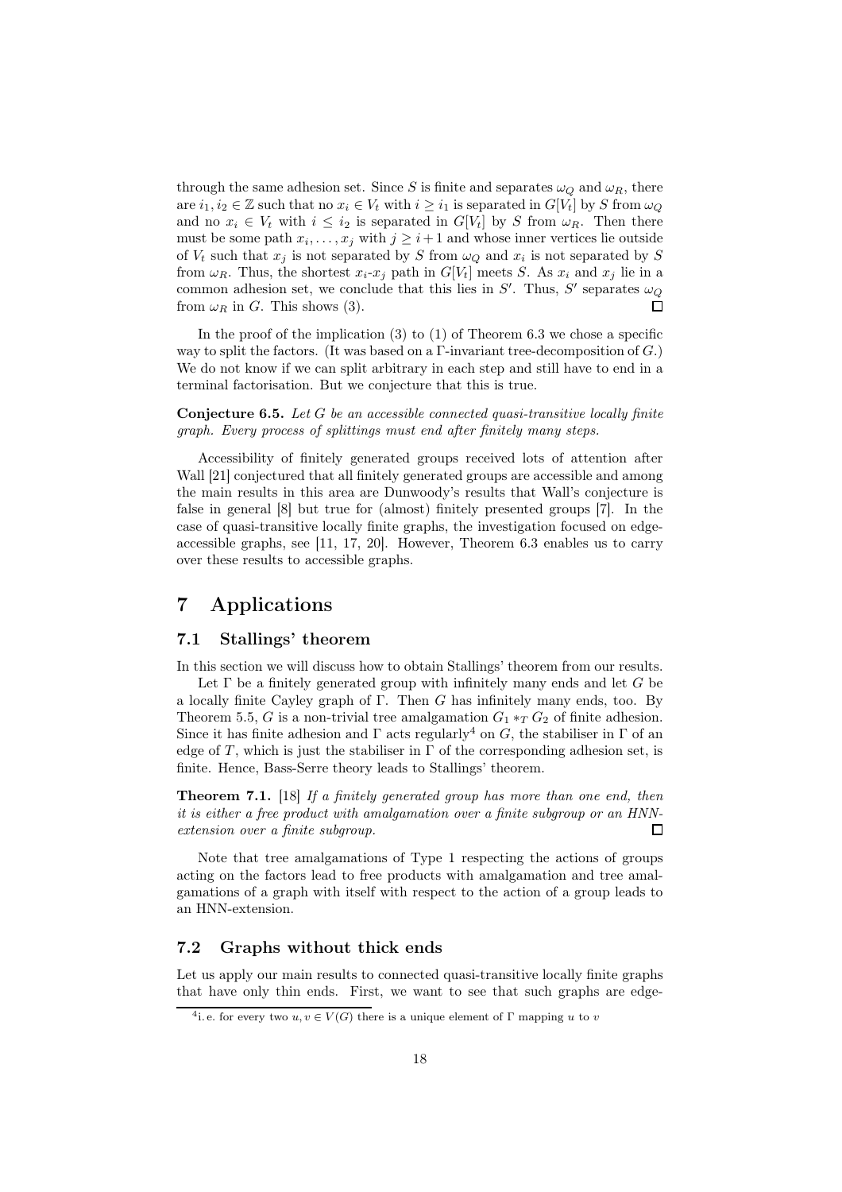through the same adhesion set. Since $S$ is finite and separates $\omega_Q$ and $\omega_R$, there are $i_1, i_2 \in \mathbb{Z}$ such that no $x_i \in V_t$ with $i \geq i_1$ is separated in $G[V_t]$ by $S$ from $\omega_Q$ and no $x_i \in V_t$ with $i \leq i_2$ is separated in $G[V_t]$ by $S$ from $\omega_R$. Then there must be some path $x_i, \ldots, x_j$ with $j \geq i+1$ and whose inner vertices lie outside of $V_t$ such that $x_j$ is not separated by $S$ from $\omega_Q$ and $x_i$ is not separated by $S$ from $\omega_R$. Thus, the shortest $x_i$-$x_j$ path in $G[V_t]$ meets $S$. As $x_i$ and $x_j$ lie in a common adhesion set, we conclude that this lies in $S'$. Thus, $S'$ separates $\omega_Q$ from $\omega_R$ in $G$. This shows (3). □

In the proof of the implication (3) to (1) of Theorem 6.3 we chose a specific way to split the factors. (It was based on a $\Gamma$-invariant tree-decomposition of $G$.) We do not know if we can split arbitrary in each step and still have to end in a terminal factorisation. But we conjecture that this is true.

**Conjecture 6.5.** *Let $G$ be an accessible connected quasi-transitive locally finite graph. Every process of splittings must end after finitely many steps.*

Accessibility of finitely generated groups received lots of attention after Wall [21] conjectured that all finitely generated groups are accessible and among the main results in this area are Dunwoody's results that Wall's conjecture is false in general [8] but true for (almost) finitely presented groups [7]. In the case of quasi-transitive locally finite graphs, the investigation focused on edge-accessible graphs, see [11, 17, 20]. However, Theorem 6.3 enables us to carry over these results to accessible graphs.

# 7 Applications

## 7.1 Stallings' theorem

In this section we will discuss how to obtain Stallings' theorem from our results.

Let $\Gamma$ be a finitely generated group with infinitely many ends and let $G$ be a locally finite Cayley graph of $\Gamma$. Then $G$ has infinitely many ends, too. By Theorem 5.5, $G$ is a non-trivial tree amalgamation $G_1 *_T G_2$ of finite adhesion. Since it has finite adhesion and $\Gamma$ acts regularly[4] on $G$, the stabiliser in $\Gamma$ of an edge of $T$, which is just the stabiliser in $\Gamma$ of the corresponding adhesion set, is finite. Hence, Bass-Serre theory leads to Stallings' theorem.

**Theorem 7.1.** [18] *If a finitely generated group has more than one end, then it is either a free product with amalgamation over a finite subgroup or an HNN-extension over a finite subgroup.* □

Note that tree amalgamations of Type 1 respecting the actions of groups acting on the factors lead to free products with amalgamation and tree amalgamations of a graph with itself with respect to the action of a group leads to an HNN-extension.

## 7.2 Graphs without thick ends

Let us apply our main results to connected quasi-transitive locally finite graphs that have only thin ends. First, we want to see that such graphs are edge-

[4] i. e. for every two $u, v \in V(G)$ there is a unique element of $\Gamma$ mapping $u$ to $v$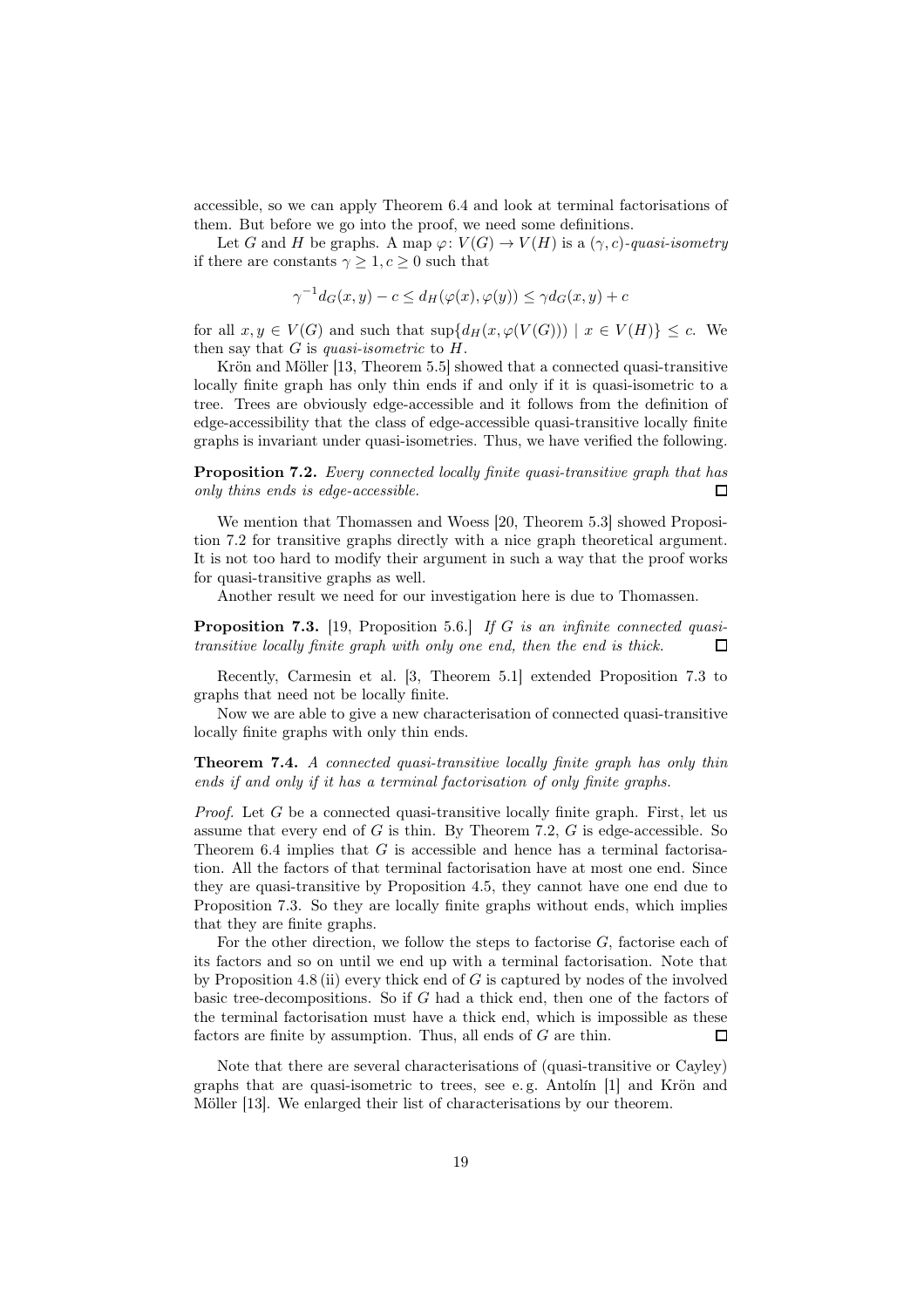accessible, so we can apply Theorem 6.4 and look at terminal factorisations of them. But before we go into the proof, we need some definitions.

Let $G$ and $H$ be graphs. A map $\varphi\colon V(G) \to V(H)$ is a $(\gamma, c)$-*quasi-isometry* if there are constants $\gamma \geq 1, c \geq 0$ such that

$$\gamma^{-1} d_G(x, y) - c \leq d_H(\varphi(x), \varphi(y)) \leq \gamma d_G(x, y) + c$$

for all $x, y \in V(G)$ and such that $\sup\{d_H(x, \varphi(V(G))) \mid x \in V(H)\} \leq c$. We then say that $G$ is *quasi-isometric* to $H$.

Krön and Möller [13, Theorem 5.5] showed that a connected quasi-transitive locally finite graph has only thin ends if and only if it is quasi-isometric to a tree. Trees are obviously edge-accessible and it follows from the definition of edge-accessibility that the class of edge-accessible quasi-transitive locally finite graphs is invariant under quasi-isometries. Thus, we have verified the following.

**Proposition 7.2.** *Every connected locally finite quasi-transitive graph that has only thins ends is edge-accessible.* □

We mention that Thomassen and Woess [20, Theorem 5.3] showed Proposition 7.2 for transitive graphs directly with a nice graph theoretical argument. It is not too hard to modify their argument in such a way that the proof works for quasi-transitive graphs as well.

Another result we need for our investigation here is due to Thomassen.

**Proposition 7.3.** [19, Proposition 5.6.] *If $G$ is an infinite connected quasi-transitive locally finite graph with only one end, then the end is thick.* □

Recently, Carmesin et al. [3, Theorem 5.1] extended Proposition 7.3 to graphs that need not be locally finite.

Now we are able to give a new characterisation of connected quasi-transitive locally finite graphs with only thin ends.

**Theorem 7.4.** *A connected quasi-transitive locally finite graph has only thin ends if and only if it has a terminal factorisation of only finite graphs.*

*Proof.* Let $G$ be a connected quasi-transitive locally finite graph. First, let us assume that every end of $G$ is thin. By Theorem 7.2, $G$ is edge-accessible. So Theorem 6.4 implies that $G$ is accessible and hence has a terminal factorisation. All the factors of that terminal factorisation have at most one end. Since they are quasi-transitive by Proposition 4.5, they cannot have one end due to Proposition 7.3. So they are locally finite graphs without ends, which implies that they are finite graphs.

For the other direction, we follow the steps to factorise $G$, factorise each of its factors and so on until we end up with a terminal factorisation. Note that by Proposition 4.8 (ii) every thick end of $G$ is captured by nodes of the involved basic tree-decompositions. So if $G$ had a thick end, then one of the factors of the terminal factorisation must have a thick end, which is impossible as these factors are finite by assumption. Thus, all ends of $G$ are thin. □

Note that there are several characterisations of (quasi-transitive or Cayley) graphs that are quasi-isometric to trees, see e. g. Antolín [1] and Krön and Möller [13]. We enlarged their list of characterisations by our theorem.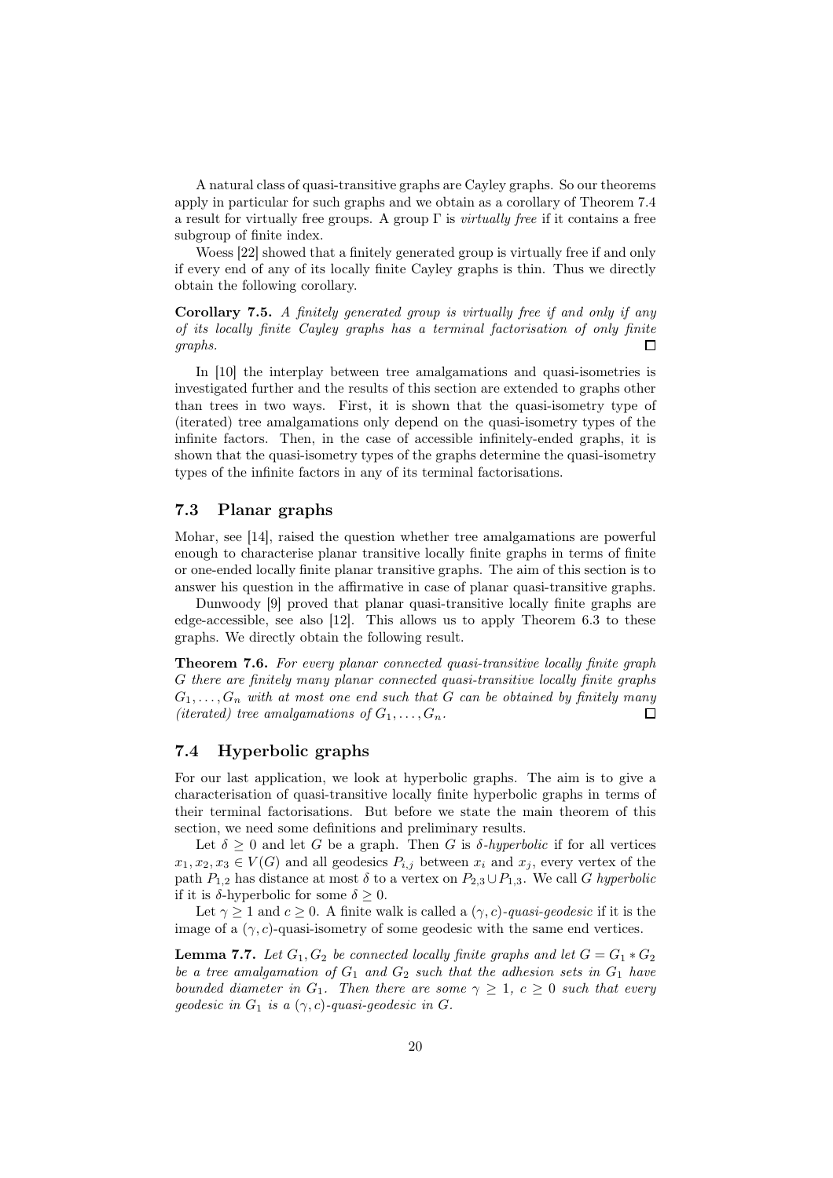A natural class of quasi-transitive graphs are Cayley graphs. So our theorems apply in particular for such graphs and we obtain as a corollary of Theorem 7.4 a result for virtually free groups. A group $\Gamma$ is *virtually free* if it contains a free subgroup of finite index.

Woess [22] showed that a finitely generated group is virtually free if and only if every end of any of its locally finite Cayley graphs is thin. Thus we directly obtain the following corollary.

**Corollary 7.5.** *A finitely generated group is virtually free if and only if any of its locally finite Cayley graphs has a terminal factorisation of only finite graphs.* □

In [10] the interplay between tree amalgamations and quasi-isometries is investigated further and the results of this section are extended to graphs other than trees in two ways. First, it is shown that the quasi-isometry type of (iterated) tree amalgamations only depend on the quasi-isometry types of the infinite factors. Then, in the case of accessible infinitely-ended graphs, it is shown that the quasi-isometry types of the graphs determine the quasi-isometry types of the infinite factors in any of its terminal factorisations.

### 7.3 Planar graphs

Mohar, see [14], raised the question whether tree amalgamations are powerful enough to characterise planar transitive locally finite graphs in terms of finite or one-ended locally finite planar transitive graphs. The aim of this section is to answer his question in the affirmative in case of planar quasi-transitive graphs.

Dunwoody [9] proved that planar quasi-transitive locally finite graphs are edge-accessible, see also [12]. This allows us to apply Theorem 6.3 to these graphs. We directly obtain the following result.

**Theorem 7.6.** *For every planar connected quasi-transitive locally finite graph $G$ there are finitely many planar connected quasi-transitive locally finite graphs $G_1, \ldots, G_n$ with at most one end such that $G$ can be obtained by finitely many (iterated) tree amalgamations of $G_1, \ldots, G_n$.* □

### 7.4 Hyperbolic graphs

For our last application, we look at hyperbolic graphs. The aim is to give a characterisation of quasi-transitive locally finite hyperbolic graphs in terms of their terminal factorisations. But before we state the main theorem of this section, we need some definitions and preliminary results.

Let $\delta \geq 0$ and let $G$ be a graph. Then $G$ is *$\delta$-hyperbolic* if for all vertices $x_1, x_2, x_3 \in V(G)$ and all geodesics $P_{i,j}$ between $x_i$ and $x_j$, every vertex of the path $P_{1,2}$ has distance at most $\delta$ to a vertex on $P_{2,3} \cup P_{1,3}$. We call $G$ *hyperbolic* if it is $\delta$-hyperbolic for some $\delta \geq 0$.

Let $\gamma \geq 1$ and $c \geq 0$. A finite walk is called a *$(\gamma, c)$-quasi-geodesic* if it is the image of a $(\gamma, c)$-quasi-isometry of some geodesic with the same end vertices.

**Lemma 7.7.** *Let $G_1, G_2$ be connected locally finite graphs and let $G = G_1 * G_2$ be a tree amalgamation of $G_1$ and $G_2$ such that the adhesion sets in $G_1$ have bounded diameter in $G_1$. Then there are some $\gamma \geq 1$, $c \geq 0$ such that every geodesic in $G_1$ is a $(\gamma, c)$-quasi-geodesic in $G$.*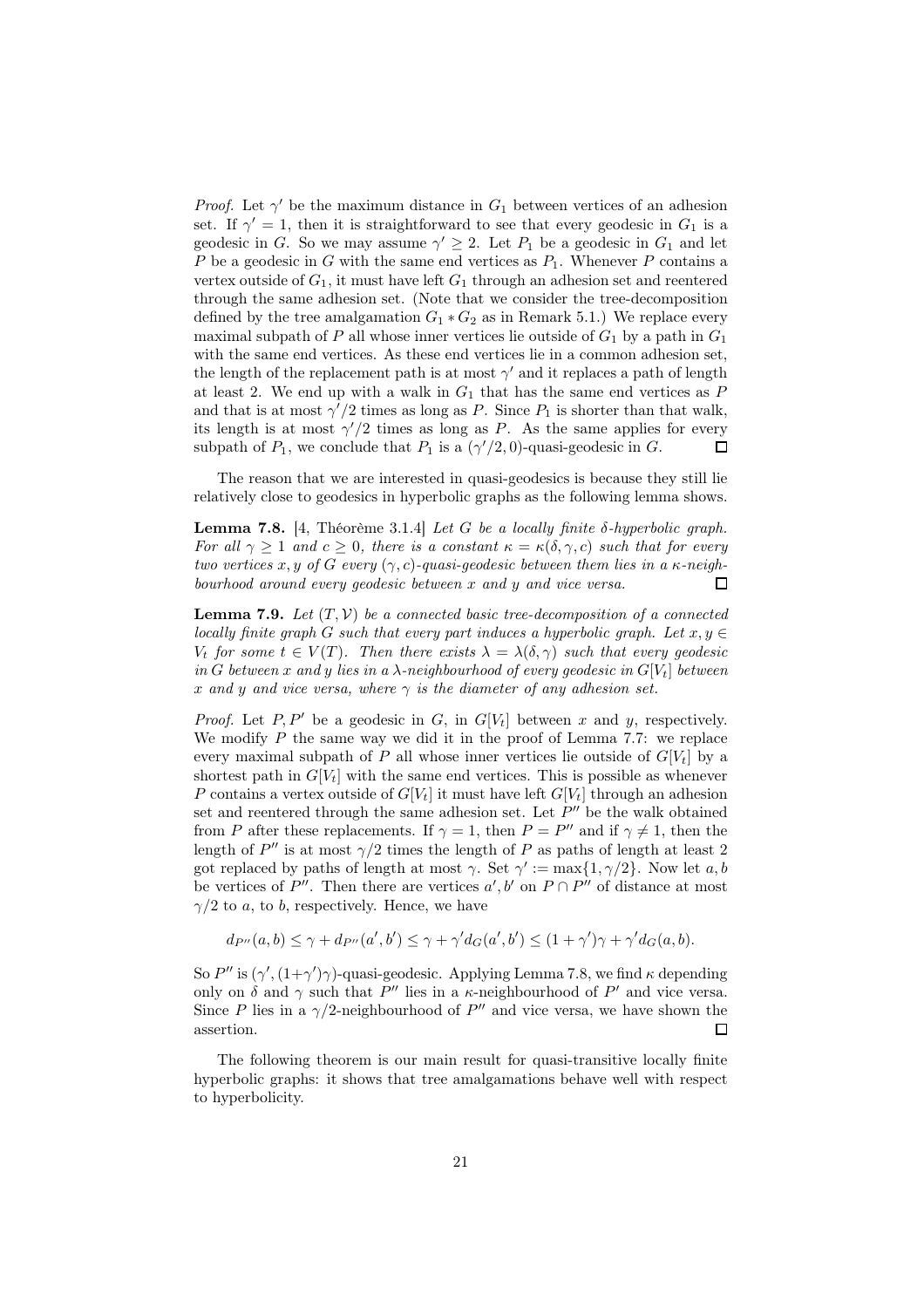*Proof.* Let $\gamma'$ be the maximum distance in $G_1$ between vertices of an adhesion set. If $\gamma' = 1$, then it is straightforward to see that every geodesic in $G_1$ is a geodesic in $G$. So we may assume $\gamma' \geq 2$. Let $P_1$ be a geodesic in $G_1$ and let $P$ be a geodesic in $G$ with the same end vertices as $P_1$. Whenever $P$ contains a vertex outside of $G_1$, it must have left $G_1$ through an adhesion set and reentered through the same adhesion set. (Note that we consider the tree-decomposition defined by the tree amalgamation $G_1 * G_2$ as in Remark 5.1.) We replace every maximal subpath of $P$ all whose inner vertices lie outside of $G_1$ by a path in $G_1$ with the same end vertices. As these end vertices lie in a common adhesion set, the length of the replacement path is at most $\gamma'$ and it replaces a path of length at least 2. We end up with a walk in $G_1$ that has the same end vertices as $P$ and that is at most $\gamma'/2$ times as long as $P$. Since $P_1$ is shorter than that walk, its length is at most $\gamma'/2$ times as long as $P$. As the same applies for every subpath of $P_1$, we conclude that $P_1$ is a $(\gamma'/2, 0)$-quasi-geodesic in $G$. $\square$

The reason that we are interested in quasi-geodesics is because they still lie relatively close to geodesics in hyperbolic graphs as the following lemma shows.

**Lemma 7.8.** [4, Théorème 3.1.4] *Let $G$ be a locally finite $\delta$-hyperbolic graph. For all $\gamma \geq 1$ and $c \geq 0$, there is a constant $\kappa = \kappa(\delta, \gamma, c)$ such that for every two vertices $x, y$ of $G$ every $(\gamma, c)$-quasi-geodesic between them lies in a $\kappa$-neighbourhood around every geodesic between $x$ and $y$ and vice versa.* $\square$

**Lemma 7.9.** *Let $(T, \mathcal{V})$ be a connected basic tree-decomposition of a connected locally finite graph $G$ such that every part induces a hyperbolic graph. Let $x, y \in V_t$ for some $t \in V(T)$. Then there exists $\lambda = \lambda(\delta, \gamma)$ such that every geodesic in $G$ between $x$ and $y$ lies in a $\lambda$-neighbourhood of every geodesic in $G[V_t]$ between $x$ and $y$ and vice versa, where $\gamma$ is the diameter of any adhesion set.*

*Proof.* Let $P, P'$ be a geodesic in $G$, in $G[V_t]$ between $x$ and $y$, respectively. We modify $P$ the same way we did it in the proof of Lemma 7.7: we replace every maximal subpath of $P$ all whose inner vertices lie outside of $G[V_t]$ by a shortest path in $G[V_t]$ with the same end vertices. This is possible as whenever $P$ contains a vertex outside of $G[V_t]$ it must have left $G[V_t]$ through an adhesion set and reentered through the same adhesion set. Let $P''$ be the walk obtained from $P$ after these replacements. If $\gamma = 1$, then $P = P''$ and if $\gamma \neq 1$, then the length of $P''$ is at most $\gamma/2$ times the length of $P$ as paths of length at least 2 got replaced by paths of length at most $\gamma$. Set $\gamma' := \max\{1, \gamma/2\}$. Now let $a, b$ be vertices of $P''$. Then there are vertices $a', b'$ on $P \cap P''$ of distance at most $\gamma/2$ to $a$, to $b$, respectively. Hence, we have

$$d_{P''}(a, b) \leq \gamma + d_{P''}(a', b') \leq \gamma + \gamma' d_G(a', b') \leq (1 + \gamma')\gamma + \gamma' d_G(a, b).$$

So $P''$ is $(\gamma', (1+\gamma')\gamma)$-quasi-geodesic. Applying Lemma 7.8, we find $\kappa$ depending only on $\delta$ and $\gamma$ such that $P''$ lies in a $\kappa$-neighbourhood of $P'$ and vice versa. Since $P$ lies in a $\gamma/2$-neighbourhood of $P''$ and vice versa, we have shown the assertion. $\square$

The following theorem is our main result for quasi-transitive locally finite hyperbolic graphs: it shows that tree amalgamations behave well with respect to hyperbolicity.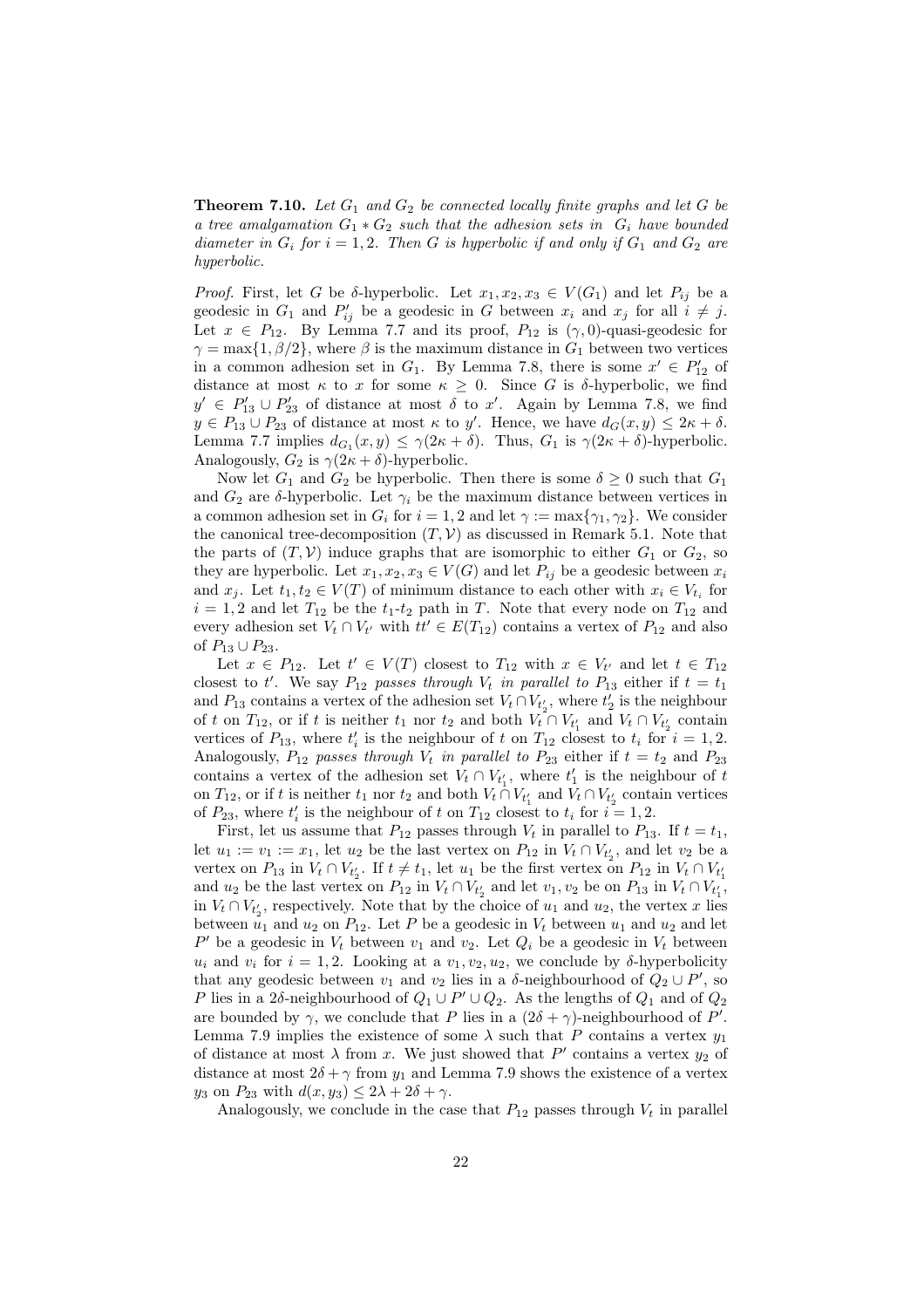**Theorem 7.10.** *Let $G_1$ and $G_2$ be connected locally finite graphs and let $G$ be a tree amalgamation $G_1 * G_2$ such that the adhesion sets in $G_i$ have bounded diameter in $G_i$ for $i = 1, 2$. Then $G$ is hyperbolic if and only if $G_1$ and $G_2$ are hyperbolic.*

*Proof.* First, let $G$ be $\delta$-hyperbolic. Let $x_1, x_2, x_3 \in V(G_1)$ and let $P_{ij}$ be a geodesic in $G_1$ and $P'_{ij}$ be a geodesic in $G$ between $x_i$ and $x_j$ for all $i \neq j$. Let $x \in P_{12}$. By Lemma 7.7 and its proof, $P_{12}$ is $(\gamma, 0)$-quasi-geodesic for $\gamma = \max\{1, \beta/2\}$, where $\beta$ is the maximum distance in $G_1$ between two vertices in a common adhesion set in $G_1$. By Lemma 7.8, there is some $x' \in P'_{12}$ of distance at most $\kappa$ to $x$ for some $\kappa \geq 0$. Since $G$ is $\delta$-hyperbolic, we find $y' \in P'_{13} \cup P'_{23}$ of distance at most $\delta$ to $x'$. Again by Lemma 7.8, we find $y \in P_{13} \cup P_{23}$ of distance at most $\kappa$ to $y'$. Hence, we have $d_G(x, y) \leq 2\kappa + \delta$. Lemma 7.7 implies $d_{G_1}(x, y) \leq \gamma(2\kappa + \delta)$. Thus, $G_1$ is $\gamma(2\kappa + \delta)$-hyperbolic. Analogously, $G_2$ is $\gamma(2\kappa + \delta)$-hyperbolic.

Now let $G_1$ and $G_2$ be hyperbolic. Then there is some $\delta \geq 0$ such that $G_1$ and $G_2$ are $\delta$-hyperbolic. Let $\gamma_i$ be the maximum distance between vertices in a common adhesion set in $G_i$ for $i = 1, 2$ and let $\gamma := \max\{\gamma_1, \gamma_2\}$. We consider the canonical tree-decomposition $(T, \mathcal{V})$ as discussed in Remark 5.1. Note that the parts of $(T, \mathcal{V})$ induce graphs that are isomorphic to either $G_1$ or $G_2$, so they are hyperbolic. Let $x_1, x_2, x_3 \in V(G)$ and let $P_{ij}$ be a geodesic between $x_i$ and $x_j$. Let $t_1, t_2 \in V(T)$ of minimum distance to each other with $x_i \in V_{t_i}$ for $i = 1, 2$ and let $T_{12}$ be the $t_1$-$t_2$ path in $T$. Note that every node on $T_{12}$ and every adhesion set $V_t \cap V_{t'}$ with $tt' \in E(T_{12})$ contains a vertex of $P_{12}$ and also of $P_{13} \cup P_{23}$.

Let $x \in P_{12}$. Let $t' \in V(T)$ closest to $T_{12}$ with $x \in V_{t'}$ and let $t \in T_{12}$ closest to $t'$. We say $P_{12}$ *passes through $V_t$ in parallel to $P_{13}$* either if $t = t_1$ and $P_{13}$ contains a vertex of the adhesion set $V_t \cap V_{t'_2}$, where $t'_2$ is the neighbour of $t$ on $T_{12}$, or if $t$ is neither $t_1$ nor $t_2$ and both $V_t \cap V_{t'_1}$ and $V_t \cap V_{t'_2}$ contain vertices of $P_{13}$, where $t'_i$ is the neighbour of $t$ on $T_{12}$ closest to $t_i$ for $i = 1, 2$. Analogously, $P_{12}$ *passes through $V_t$ in parallel to $P_{23}$* either if $t = t_2$ and $P_{23}$ contains a vertex of the adhesion set $V_t \cap V_{t'_1}$, where $t'_1$ is the neighbour of $t$ on $T_{12}$, or if $t$ is neither $t_1$ nor $t_2$ and both $V_t \cap V_{t'_1}$ and $V_t \cap V_{t'_2}$ contain vertices of $P_{23}$, where $t'_i$ is the neighbour of $t$ on $T_{12}$ closest to $t_i$ for $i = 1, 2$.

First, let us assume that $P_{12}$ passes through $V_t$ in parallel to $P_{13}$. If $t = t_1$, let $u_1 := v_1 := x_1$, let $u_2$ be the last vertex on $P_{12}$ in $V_t \cap V_{t'_2}$, and let $v_2$ be a vertex on $P_{13}$ in $V_t \cap V_{t'_2}$. If $t \neq t_1$, let $u_1$ be the first vertex on $P_{12}$ in $V_t \cap V_{t'_1}$ and $u_2$ be the last vertex on $P_{12}$ in $V_t \cap V_{t'_2}$ and let $v_1, v_2$ be on $P_{13}$ in $V_t \cap V_{t'_1}$, in $V_t \cap V_{t'_2}$, respectively. Note that by the choice of $u_1$ and $u_2$, the vertex $x$ lies between $u_1$ and $u_2$ on $P_{12}$. Let $P$ be a geodesic in $V_t$ between $u_1$ and $u_2$ and let $P'$ be a geodesic in $V_t$ between $v_1$ and $v_2$. Let $Q_i$ be a geodesic in $V_t$ between $u_i$ and $v_i$ for $i = 1, 2$. Looking at a $v_1, v_2, u_2$, we conclude by $\delta$-hyperbolicity that any geodesic between $v_1$ and $u_2$ lies in a $\delta$-neighbourhood of $Q_2 \cup P'$, so $P$ lies in a $2\delta$-neighbourhood of $Q_1 \cup P' \cup Q_2$. As the lengths of $Q_1$ and of $Q_2$ are bounded by $\gamma$, we conclude that $P$ lies in a $(2\delta + \gamma)$-neighbourhood of $P'$. Lemma 7.9 implies the existence of some $\lambda$ such that $P$ contains a vertex $y_1$ of distance at most $\lambda$ from $x$. We just showed that $P'$ contains a vertex $y_2$ of distance at most $2\delta + \gamma$ from $y_1$ and Lemma 7.9 shows the existence of a vertex $y_3$ on $P_{23}$ with $d(x, y_3) \leq 2\lambda + 2\delta + \gamma$.

Analogously, we conclude in the case that $P_{12}$ passes through $V_t$ in parallel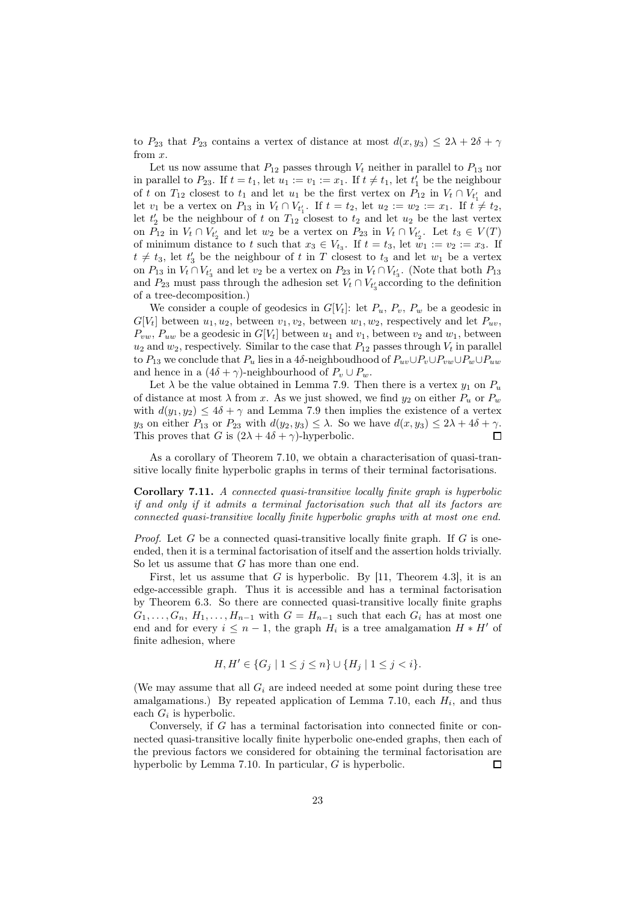to $P_{23}$ that $P_{23}$ contains a vertex of distance at most $d(x, y_3) \leq 2\lambda + 2\delta + \gamma$ from $x$.

Let us now assume that $P_{12}$ passes through $V_t$ neither in parallel to $P_{13}$ nor in parallel to $P_{23}$. If $t = t_1$, let $u_1 := v_1 := x_1$. If $t \neq t_1$, let $t_1'$ be the neighbour of $t$ on $T_{12}$ closest to $t_1$ and let $u_1$ be the first vertex on $P_{12}$ in $V_t \cap V_{t_1'}$ and let $v_1$ be a vertex on $P_{13}$ in $V_t \cap V_{t_1'}$. If $t = t_2$, let $u_2 := w_2 := x_1$. If $t \neq t_2$, let $t_2'$ be the neighbour of $t$ on $T_{12}$ closest to $t_2$ and let $u_2$ be the last vertex on $P_{12}$ in $V_t \cap V_{t_2'}$ and let $w_2$ be a vertex on $P_{23}$ in $V_t \cap V_{t_2'}$. Let $t_3 \in V(T)$ of minimum distance to $t$ such that $x_3 \in V_{t_3}$. If $t = t_3$, let $w_1 := v_2 := x_3$. If $t \neq t_3$, let $t_3'$ be the neighbour of $t$ in $T$ closest to $t_3$ and let $w_1$ be a vertex on $P_{13}$ in $V_t \cap V_{t_3'}$ and let $v_2$ be a vertex on $P_{23}$ in $V_t \cap V_{t_3'}$. (Note that both $P_{13}$ and $P_{23}$ must pass through the adhesion set $V_t \cap V_{t_3'}$ according to the definition of a tree-decomposition.)

We consider a couple of geodesics in $G[V_t]$: let $P_u$, $P_v$, $P_w$ be a geodesic in $G[V_t]$ between $u_1, u_2$, between $v_1, v_2$, between $w_1, w_2$, respectively and let $P_{uv}$, $P_{vw}$, $P_{uw}$ be a geodesic in $G[V_t]$ between $u_1$ and $v_1$, between $v_2$ and $w_1$, between $u_2$ and $w_2$, respectively. Similar to the case that $P_{12}$ passes through $V_t$ in parallel to $P_{13}$ we conclude that $P_u$ lies in a $4\delta$-neighboudhood of $P_{uv} \cup P_v \cup P_{vw} \cup P_w \cup P_{uw}$ and hence in a $(4\delta + \gamma)$-neighbourhood of $P_v \cup P_w$.

Let $\lambda$ be the value obtained in Lemma 7.9. Then there is a vertex $y_1$ on $P_u$ of distance at most $\lambda$ from $x$. As we just showed, we find $y_2$ on either $P_v$ or $P_w$ with $d(y_1, y_2) \leq 4\delta + \gamma$ and Lemma 7.9 then implies the existence of a vertex $y_3$ on either $P_{13}$ or $P_{23}$ with $d(y_2, y_3) \leq \lambda$. So we have $d(x, y_3) \leq 2\lambda + 4\delta + \gamma$. This proves that $G$ is $(2\lambda + 4\delta + \gamma)$-hyperbolic. □

As a corollary of Theorem 7.10, we obtain a characterisation of quasi-transitive locally finite hyperbolic graphs in terms of their terminal factorisations.

**Corollary 7.11.** *A connected quasi-transitive locally finite graph is hyperbolic if and only if it admits a terminal factorisation such that all its factors are connected quasi-transitive locally finite hyperbolic graphs with at most one end.*

*Proof.* Let $G$ be a connected quasi-transitive locally finite graph. If $G$ is one-ended, then it is a terminal factorisation of itself and the assertion holds trivially. So let us assume that $G$ has more than one end.

First, let us assume that $G$ is hyperbolic. By [11, Theorem 4.3], it is an edge-accessible graph. Thus it is accessible and has a terminal factorisation by Theorem 6.3. So there are connected quasi-transitive locally finite graphs $G_1, \ldots, G_n$, $H_1, \ldots, H_{n-1}$ with $G = H_{n-1}$ such that each $G_i$ has at most one end and for every $i \leq n-1$, the graph $H_i$ is a tree amalgamation $H * H'$ of finite adhesion, where

$$H, H' \in \{G_j \mid 1 \leq j \leq n\} \cup \{H_j \mid 1 \leq j < i\}.$$

(We may assume that all $G_i$ are indeed needed at some point during these tree amalgamations.) By repeated application of Lemma 7.10, each $H_i$, and thus each $G_i$ is hyperbolic.

Conversely, if $G$ has a terminal factorisation into connected finite or connected quasi-transitive locally finite hyperbolic one-ended graphs, then each of the previous factors we considered for obtaining the terminal factorisation are hyperbolic by Lemma 7.10. In particular, $G$ is hyperbolic. □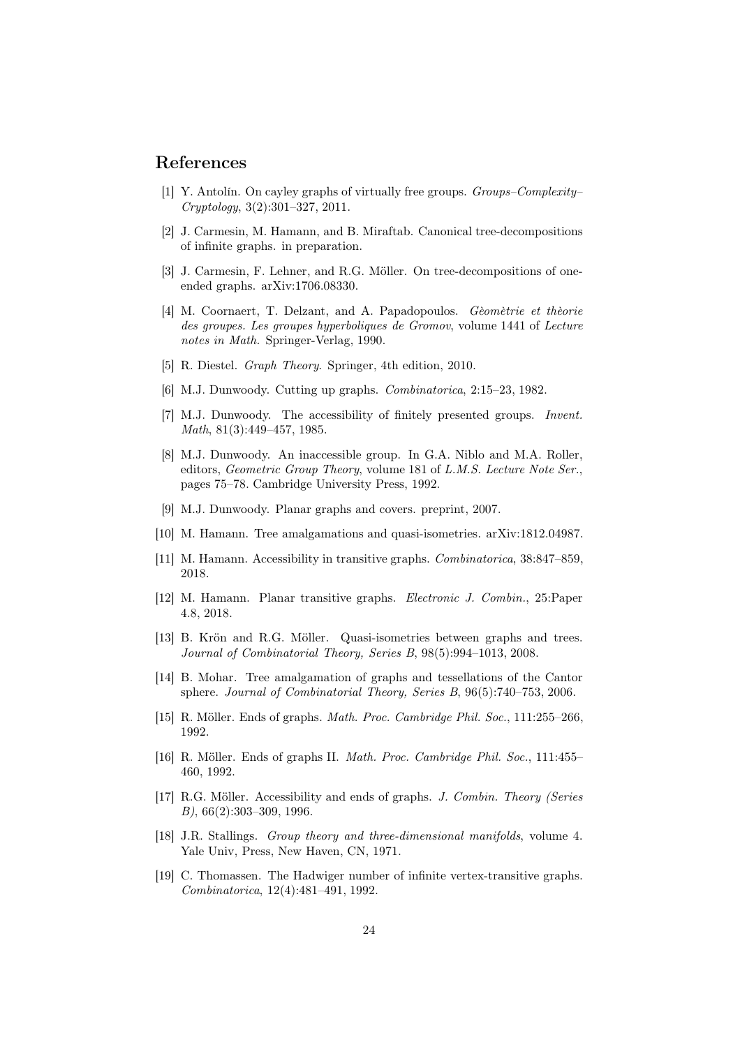## References

[1] Y. Antolín. On cayley graphs of virtually free groups. *Groups–Complexity–Cryptology*, 3(2):301–327, 2011.

[2] J. Carmesin, M. Hamann, and B. Miraftab. Canonical tree-decompositions of infinite graphs. in preparation.

[3] J. Carmesin, F. Lehner, and R.G. Möller. On tree-decompositions of one-ended graphs. arXiv:1706.08330.

[4] M. Coornaert, T. Delzant, and A. Papadopoulos. *Gèomètrie et thèorie des groupes. Les groupes hyperboliques de Gromov*, volume 1441 of *Lecture notes in Math*. Springer-Verlag, 1990.

[5] R. Diestel. *Graph Theory*. Springer, 4th edition, 2010.

[6] M.J. Dunwoody. Cutting up graphs. *Combinatorica*, 2:15–23, 1982.

[7] M.J. Dunwoody. The accessibility of finitely presented groups. *Invent. Math*, 81(3):449–457, 1985.

[8] M.J. Dunwoody. An inaccessible group. In G.A. Niblo and M.A. Roller, editors, *Geometric Group Theory*, volume 181 of *L.M.S. Lecture Note Ser.*, pages 75–78. Cambridge University Press, 1992.

[9] M.J. Dunwoody. Planar graphs and covers. preprint, 2007.

[10] M. Hamann. Tree amalgamations and quasi-isometries. arXiv:1812.04987.

[11] M. Hamann. Accessibility in transitive graphs. *Combinatorica*, 38:847–859, 2018.

[12] M. Hamann. Planar transitive graphs. *Electronic J. Combin.*, 25:Paper 4.8, 2018.

[13] B. Krön and R.G. Möller. Quasi-isometries between graphs and trees. *Journal of Combinatorial Theory, Series B*, 98(5):994–1013, 2008.

[14] B. Mohar. Tree amalgamation of graphs and tessellations of the Cantor sphere. *Journal of Combinatorial Theory, Series B*, 96(5):740–753, 2006.

[15] R. Möller. Ends of graphs. *Math. Proc. Cambridge Phil. Soc.*, 111:255–266, 1992.

[16] R. Möller. Ends of graphs II. *Math. Proc. Cambridge Phil. Soc.*, 111:455–460, 1992.

[17] R.G. Möller. Accessibility and ends of graphs. *J. Combin. Theory (Series B)*, 66(2):303–309, 1996.

[18] J.R. Stallings. *Group theory and three-dimensional manifolds*, volume 4. Yale Univ, Press, New Haven, CN, 1971.

[19] C. Thomassen. The Hadwiger number of infinite vertex-transitive graphs. *Combinatorica*, 12(4):481–491, 1992.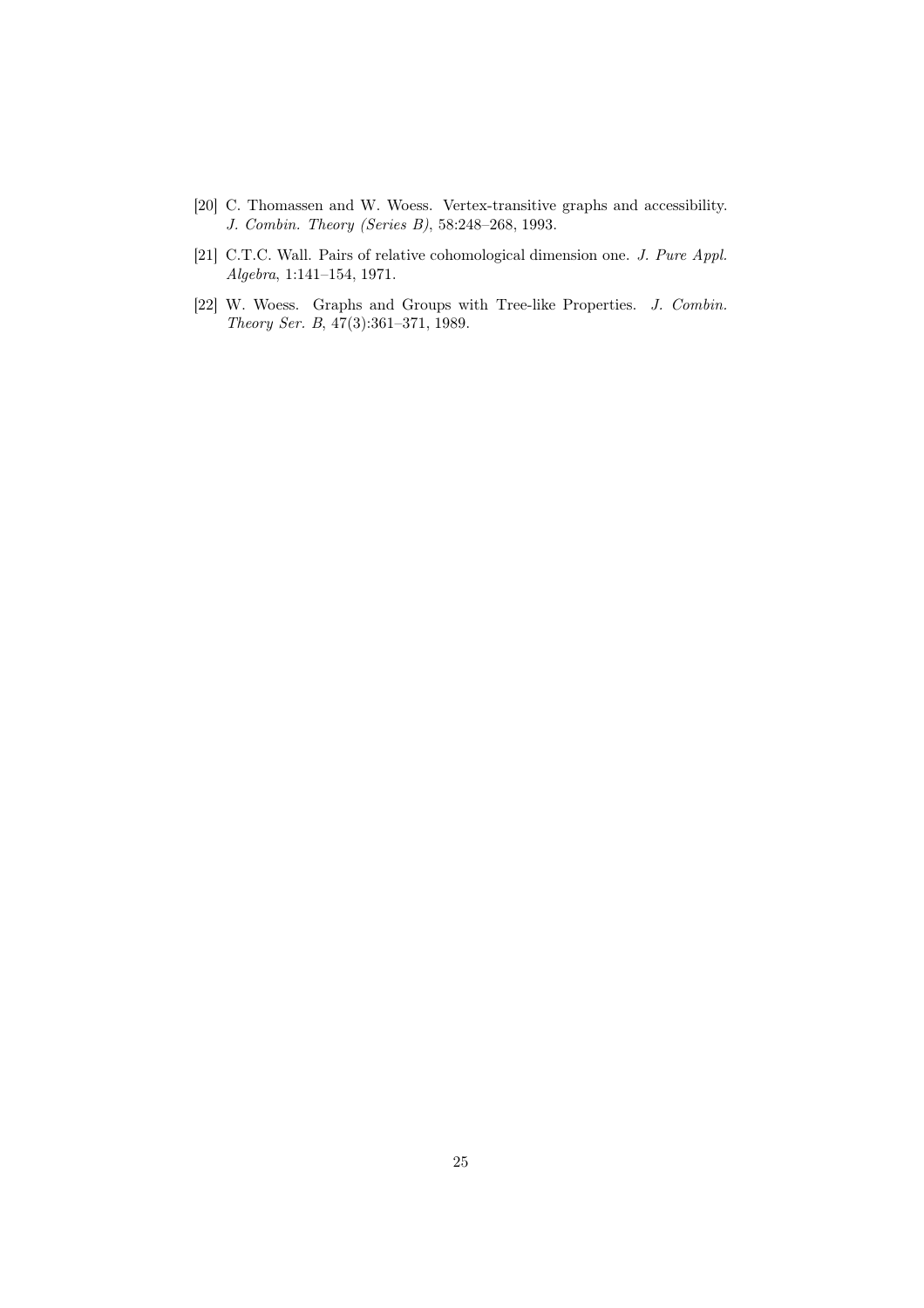[20] C. Thomassen and W. Woess. Vertex-transitive graphs and accessibility. *J. Combin. Theory (Series B)*, 58:248–268, 1993.

[21] C.T.C. Wall. Pairs of relative cohomological dimension one. *J. Pure Appl. Algebra*, 1:141–154, 1971.

[22] W. Woess. Graphs and Groups with Tree-like Properties. *J. Combin. Theory Ser. B*, 47(3):361–371, 1989.